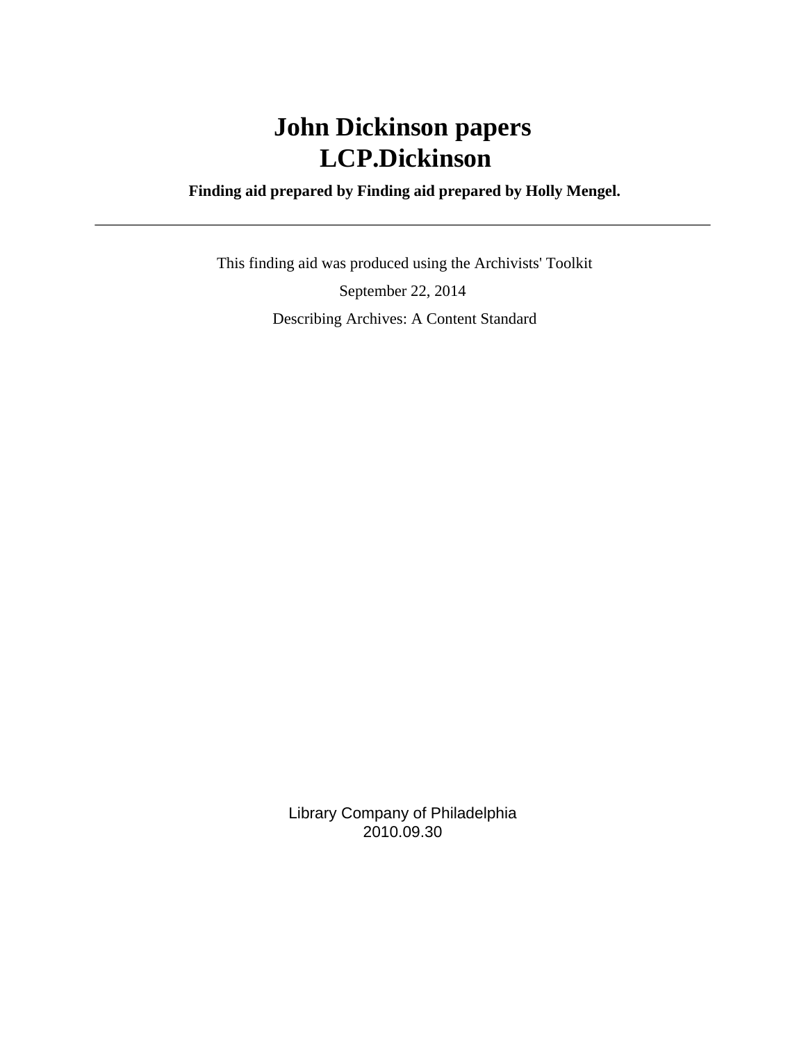# John Dickinson papers
# LCP.Dickinson

**Finding aid prepared by Finding aid prepared by Holly Mengel.**

---

This finding aid was produced using the Archivists' Toolkit

September 22, 2014

Describing Archives: A Content Standard

Library Company of Philadelphia
2010.09.30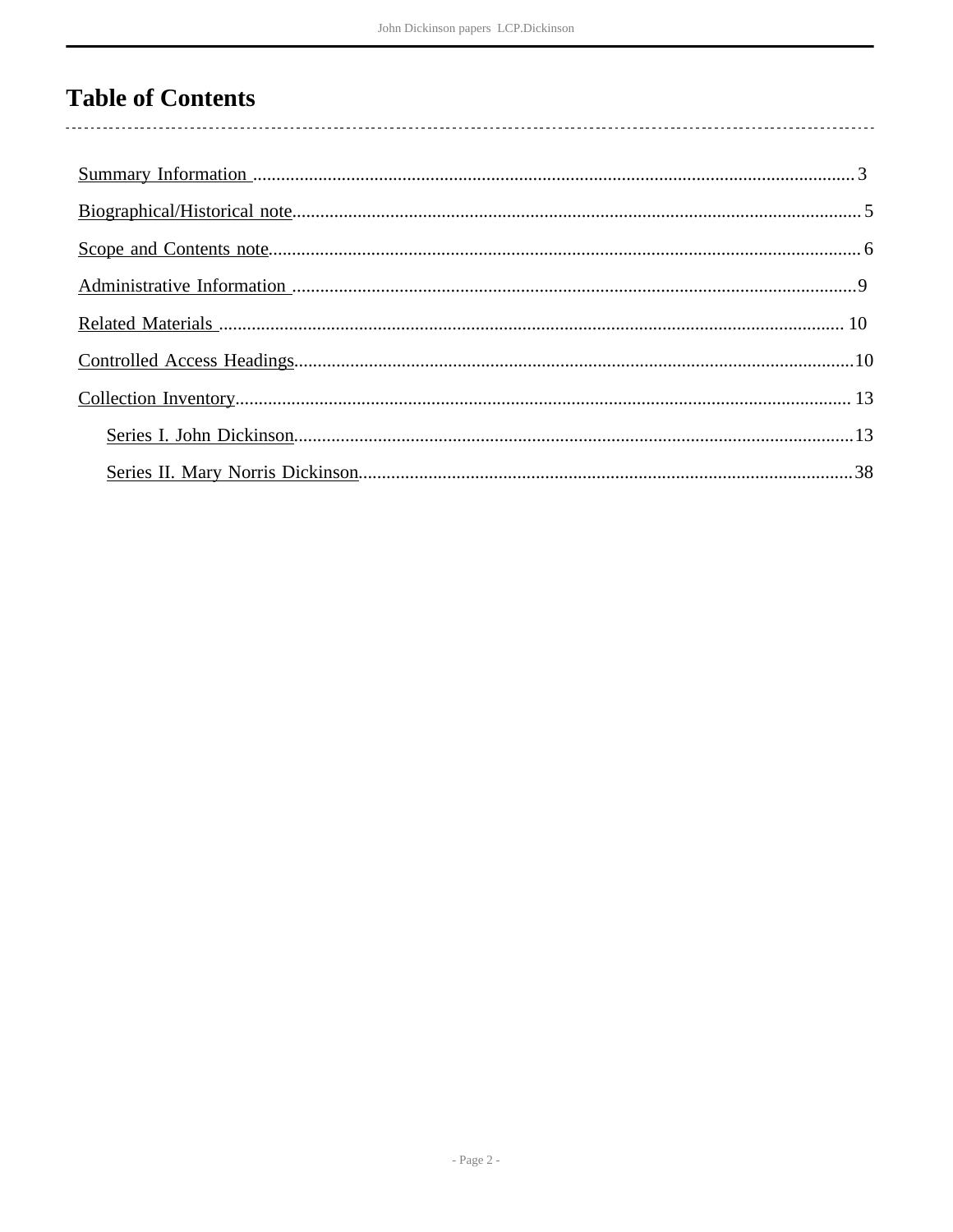# Table of Contents

- Summary Information .......... 3
- Biographical/Historical note .......... 5
- Scope and Contents note .......... 6
- Administrative Information .......... 9
- Related Materials .......... 10
- Controlled Access Headings .......... 10
- Collection Inventory .......... 13
  - Series I. John Dickinson .......... 13
  - Series II. Mary Norris Dickinson .......... 38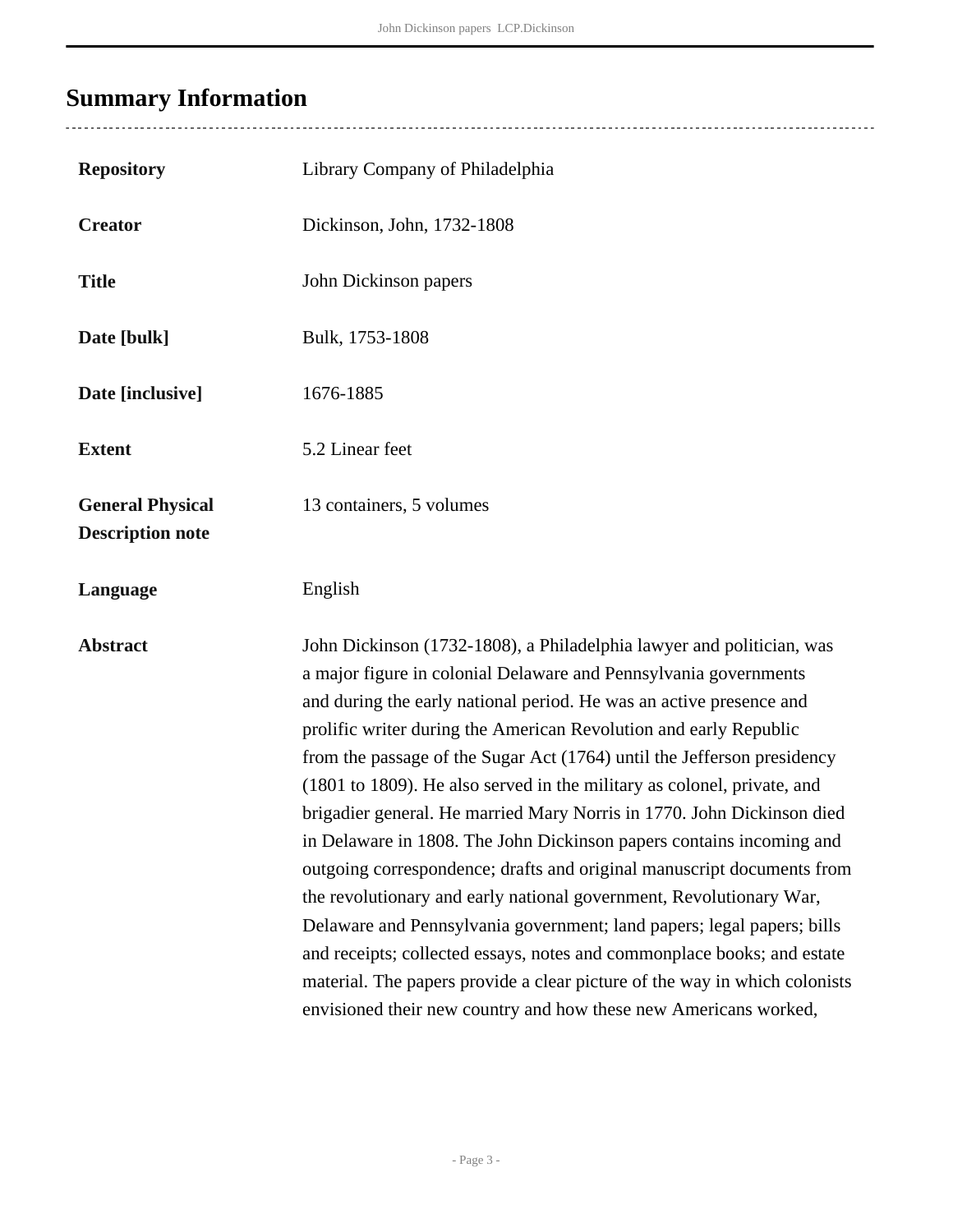## Summary Information

| | |
|---|---|
| **Repository** | Library Company of Philadelphia |
| **Creator** | Dickinson, John, 1732-1808 |
| **Title** | John Dickinson papers |
| **Date [bulk]** | Bulk, 1753-1808 |
| **Date [inclusive]** | 1676-1885 |
| **Extent** | 5.2 Linear feet |
| **General Physical Description note** | 13 containers, 5 volumes |
| **Language** | English |
| **Abstract** | John Dickinson (1732-1808), a Philadelphia lawyer and politician, was a major figure in colonial Delaware and Pennsylvania governments and during the early national period. He was an active presence and prolific writer during the American Revolution and early Republic from the passage of the Sugar Act (1764) until the Jefferson presidency (1801 to 1809). He also served in the military as colonel, private, and brigadier general. He married Mary Norris in 1770. John Dickinson died in Delaware in 1808. The John Dickinson papers contains incoming and outgoing correspondence; drafts and original manuscript documents from the revolutionary and early national government, Revolutionary War, Delaware and Pennsylvania government; land papers; legal papers; bills and receipts; collected essays, notes and commonplace books; and estate material. The papers provide a clear picture of the way in which colonists envisioned their new country and how these new Americans worked, |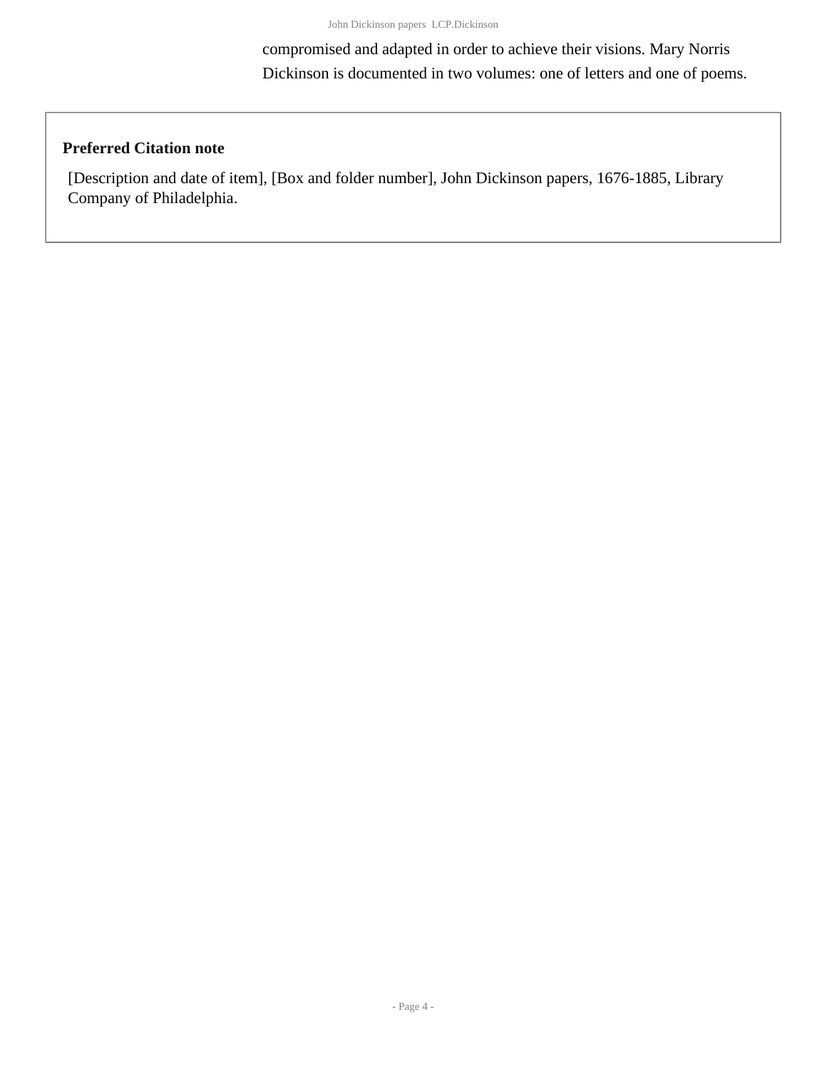compromised and adapted in order to achieve their visions. Mary Norris Dickinson is documented in two volumes: one of letters and one of poems.

**Preferred Citation note**

[Description and date of item], [Box and folder number], John Dickinson papers, 1676-1885, Library Company of Philadelphia.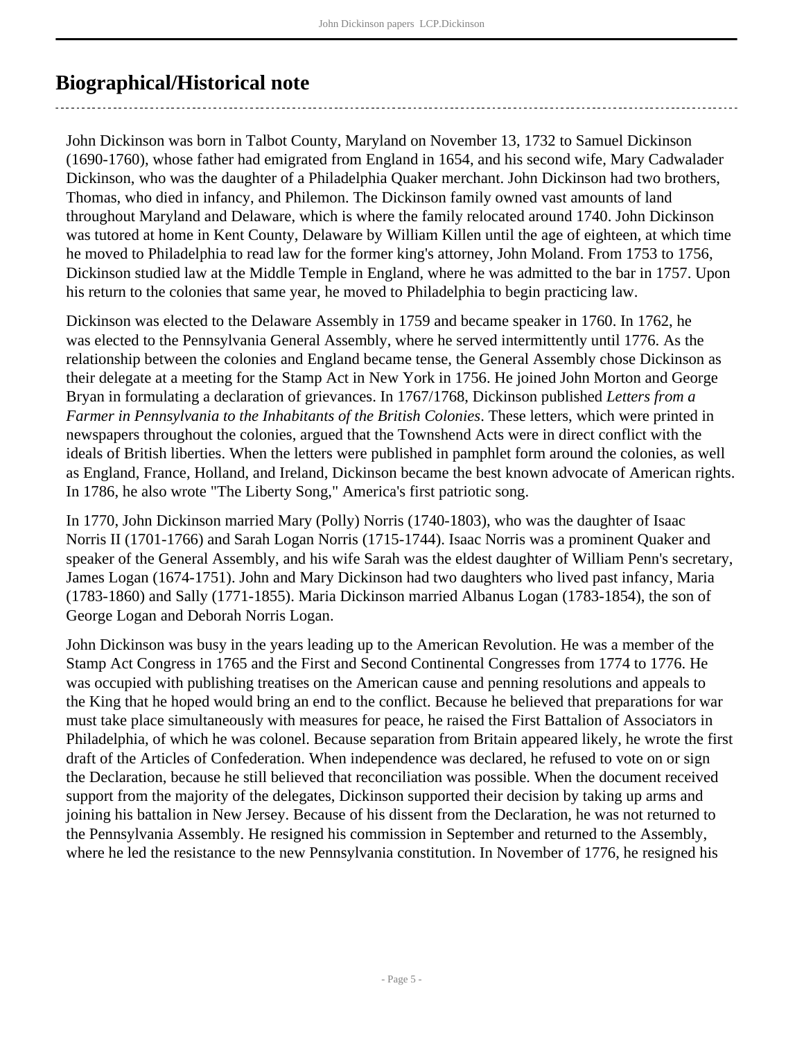## Biographical/Historical note

John Dickinson was born in Talbot County, Maryland on November 13, 1732 to Samuel Dickinson (1690-1760), whose father had emigrated from England in 1654, and his second wife, Mary Cadwalader Dickinson, who was the daughter of a Philadelphia Quaker merchant. John Dickinson had two brothers, Thomas, who died in infancy, and Philemon. The Dickinson family owned vast amounts of land throughout Maryland and Delaware, which is where the family relocated around 1740. John Dickinson was tutored at home in Kent County, Delaware by William Killen until the age of eighteen, at which time he moved to Philadelphia to read law for the former king's attorney, John Moland. From 1753 to 1756, Dickinson studied law at the Middle Temple in England, where he was admitted to the bar in 1757. Upon his return to the colonies that same year, he moved to Philadelphia to begin practicing law.

Dickinson was elected to the Delaware Assembly in 1759 and became speaker in 1760. In 1762, he was elected to the Pennsylvania General Assembly, where he served intermittently until 1776. As the relationship between the colonies and England became tense, the General Assembly chose Dickinson as their delegate at a meeting for the Stamp Act in New York in 1756. He joined John Morton and George Bryan in formulating a declaration of grievances. In 1767/1768, Dickinson published *Letters from a Farmer in Pennsylvania to the Inhabitants of the British Colonies*. These letters, which were printed in newspapers throughout the colonies, argued that the Townshend Acts were in direct conflict with the ideals of British liberties. When the letters were published in pamphlet form around the colonies, as well as England, France, Holland, and Ireland, Dickinson became the best known advocate of American rights. In 1786, he also wrote "The Liberty Song," America's first patriotic song.

In 1770, John Dickinson married Mary (Polly) Norris (1740-1803), who was the daughter of Isaac Norris II (1701-1766) and Sarah Logan Norris (1715-1744). Isaac Norris was a prominent Quaker and speaker of the General Assembly, and his wife Sarah was the eldest daughter of William Penn's secretary, James Logan (1674-1751). John and Mary Dickinson had two daughters who lived past infancy, Maria (1783-1860) and Sally (1771-1855). Maria Dickinson married Albanus Logan (1783-1854), the son of George Logan and Deborah Norris Logan.

John Dickinson was busy in the years leading up to the American Revolution. He was a member of the Stamp Act Congress in 1765 and the First and Second Continental Congresses from 1774 to 1776. He was occupied with publishing treatises on the American cause and penning resolutions and appeals to the King that he hoped would bring an end to the conflict. Because he believed that preparations for war must take place simultaneously with measures for peace, he raised the First Battalion of Associators in Philadelphia, of which he was colonel. Because separation from Britain appeared likely, he wrote the first draft of the Articles of Confederation. When independence was declared, he refused to vote on or sign the Declaration, because he still believed that reconciliation was possible. When the document received support from the majority of the delegates, Dickinson supported their decision by taking up arms and joining his battalion in New Jersey. Because of his dissent from the Declaration, he was not returned to the Pennsylvania Assembly. He resigned his commission in September and returned to the Assembly, where he led the resistance to the new Pennsylvania constitution. In November of 1776, he resigned his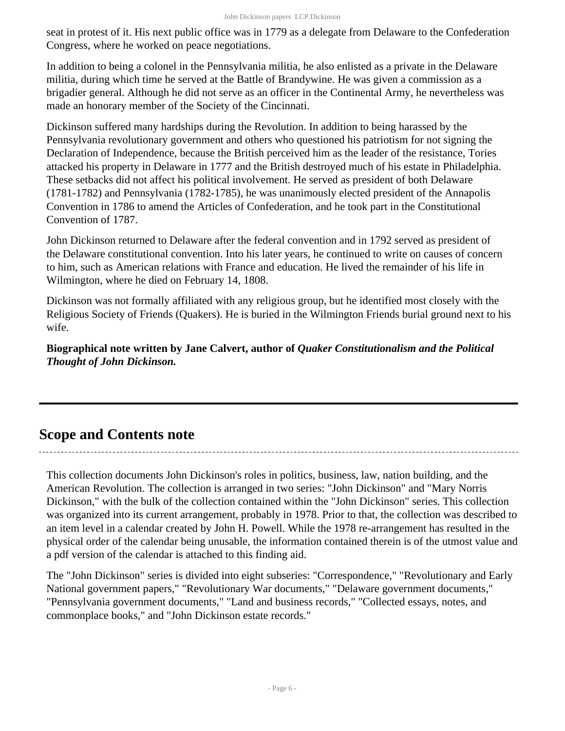seat in protest of it. His next public office was in 1779 as a delegate from Delaware to the Confederation Congress, where he worked on peace negotiations.

In addition to being a colonel in the Pennsylvania militia, he also enlisted as a private in the Delaware militia, during which time he served at the Battle of Brandywine. He was given a commission as a brigadier general. Although he did not serve as an officer in the Continental Army, he nevertheless was made an honorary member of the Society of the Cincinnati.

Dickinson suffered many hardships during the Revolution. In addition to being harassed by the Pennsylvania revolutionary government and others who questioned his patriotism for not signing the Declaration of Independence, because the British perceived him as the leader of the resistance, Tories attacked his property in Delaware in 1777 and the British destroyed much of his estate in Philadelphia. These setbacks did not affect his political involvement. He served as president of both Delaware (1781-1782) and Pennsylvania (1782-1785), he was unanimously elected president of the Annapolis Convention in 1786 to amend the Articles of Confederation, and he took part in the Constitutional Convention of 1787.

John Dickinson returned to Delaware after the federal convention and in 1792 served as president of the Delaware constitutional convention. Into his later years, he continued to write on causes of concern to him, such as American relations with France and education. He lived the remainder of his life in Wilmington, where he died on February 14, 1808.

Dickinson was not formally affiliated with any religious group, but he identified most closely with the Religious Society of Friends (Quakers). He is buried in the Wilmington Friends burial ground next to his wife.

**Biographical note written by Jane Calvert, author of *Quaker Constitutionalism and the Political Thought of John Dickinson.***

## Scope and Contents note

This collection documents John Dickinson's roles in politics, business, law, nation building, and the American Revolution. The collection is arranged in two series: "John Dickinson" and "Mary Norris Dickinson," with the bulk of the collection contained within the "John Dickinson" series. This collection was organized into its current arrangement, probably in 1978. Prior to that, the collection was described to an item level in a calendar created by John H. Powell. While the 1978 re-arrangement has resulted in the physical order of the calendar being unusable, the information contained therein is of the utmost value and a pdf version of the calendar is attached to this finding aid.

The "John Dickinson" series is divided into eight subseries: "Correspondence," "Revolutionary and Early National government papers," "Revolutionary War documents," "Delaware government documents," "Pennsylvania government documents," "Land and business records," "Collected essays, notes, and commonplace books," and "John Dickinson estate records."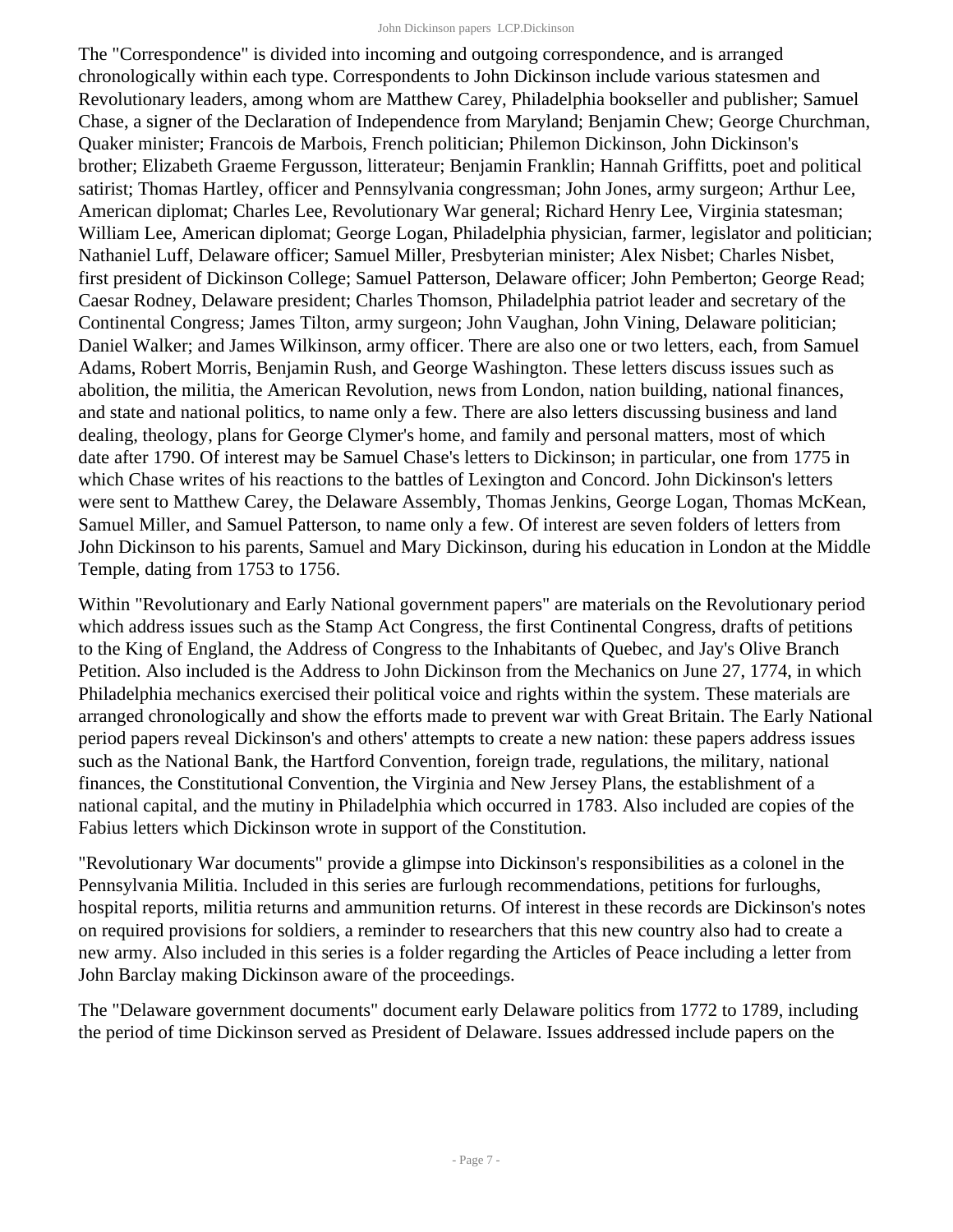The "Correspondence" is divided into incoming and outgoing correspondence, and is arranged chronologically within each type. Correspondents to John Dickinson include various statesmen and Revolutionary leaders, among whom are Matthew Carey, Philadelphia bookseller and publisher; Samuel Chase, a signer of the Declaration of Independence from Maryland; Benjamin Chew; George Churchman, Quaker minister; Francois de Marbois, French politician; Philemon Dickinson, John Dickinson's brother; Elizabeth Graeme Fergusson, litterateur; Benjamin Franklin; Hannah Griffitts, poet and political satirist; Thomas Hartley, officer and Pennsylvania congressman; John Jones, army surgeon; Arthur Lee, American diplomat; Charles Lee, Revolutionary War general; Richard Henry Lee, Virginia statesman; William Lee, American diplomat; George Logan, Philadelphia physician, farmer, legislator and politician; Nathaniel Luff, Delaware officer; Samuel Miller, Presbyterian minister; Alex Nisbet; Charles Nisbet, first president of Dickinson College; Samuel Patterson, Delaware officer; John Pemberton; George Read; Caesar Rodney, Delaware president; Charles Thomson, Philadelphia patriot leader and secretary of the Continental Congress; James Tilton, army surgeon; John Vaughan, John Vining, Delaware politician; Daniel Walker; and James Wilkinson, army officer. There are also one or two letters, each, from Samuel Adams, Robert Morris, Benjamin Rush, and George Washington. These letters discuss issues such as abolition, the militia, the American Revolution, news from London, nation building, national finances, and state and national politics, to name only a few. There are also letters discussing business and land dealing, theology, plans for George Clymer's home, and family and personal matters, most of which date after 1790. Of interest may be Samuel Chase's letters to Dickinson; in particular, one from 1775 in which Chase writes of his reactions to the battles of Lexington and Concord. John Dickinson's letters were sent to Matthew Carey, the Delaware Assembly, Thomas Jenkins, George Logan, Thomas McKean, Samuel Miller, and Samuel Patterson, to name only a few. Of interest are seven folders of letters from John Dickinson to his parents, Samuel and Mary Dickinson, during his education in London at the Middle Temple, dating from 1753 to 1756.

Within "Revolutionary and Early National government papers" are materials on the Revolutionary period which address issues such as the Stamp Act Congress, the first Continental Congress, drafts of petitions to the King of England, the Address of Congress to the Inhabitants of Quebec, and Jay's Olive Branch Petition. Also included is the Address to John Dickinson from the Mechanics on June 27, 1774, in which Philadelphia mechanics exercised their political voice and rights within the system. These materials are arranged chronologically and show the efforts made to prevent war with Great Britain. The Early National period papers reveal Dickinson's and others' attempts to create a new nation: these papers address issues such as the National Bank, the Hartford Convention, foreign trade, regulations, the military, national finances, the Constitutional Convention, the Virginia and New Jersey Plans, the establishment of a national capital, and the mutiny in Philadelphia which occurred in 1783. Also included are copies of the Fabius letters which Dickinson wrote in support of the Constitution.

"Revolutionary War documents" provide a glimpse into Dickinson's responsibilities as a colonel in the Pennsylvania Militia. Included in this series are furlough recommendations, petitions for furloughs, hospital reports, militia returns and ammunition returns. Of interest in these records are Dickinson's notes on required provisions for soldiers, a reminder to researchers that this new country also had to create a new army. Also included in this series is a folder regarding the Articles of Peace including a letter from John Barclay making Dickinson aware of the proceedings.

The "Delaware government documents" document early Delaware politics from 1772 to 1789, including the period of time Dickinson served as President of Delaware. Issues addressed include papers on the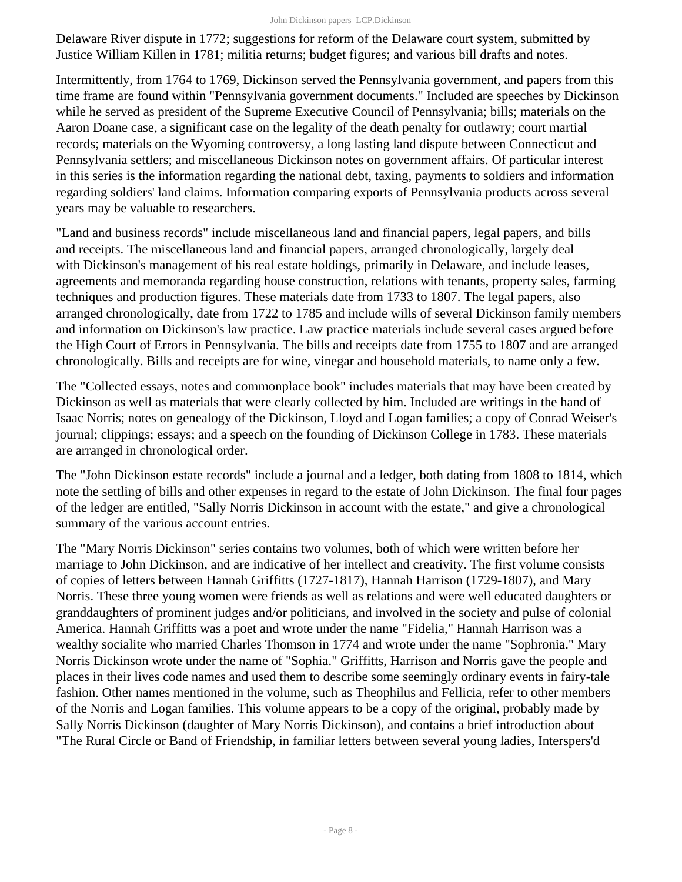Delaware River dispute in 1772; suggestions for reform of the Delaware court system, submitted by Justice William Killen in 1781; militia returns; budget figures; and various bill drafts and notes.

Intermittently, from 1764 to 1769, Dickinson served the Pennsylvania government, and papers from this time frame are found within "Pennsylvania government documents." Included are speeches by Dickinson while he served as president of the Supreme Executive Council of Pennsylvania; bills; materials on the Aaron Doane case, a significant case on the legality of the death penalty for outlawry; court martial records; materials on the Wyoming controversy, a long lasting land dispute between Connecticut and Pennsylvania settlers; and miscellaneous Dickinson notes on government affairs. Of particular interest in this series is the information regarding the national debt, taxing, payments to soldiers and information regarding soldiers' land claims. Information comparing exports of Pennsylvania products across several years may be valuable to researchers.

"Land and business records" include miscellaneous land and financial papers, legal papers, and bills and receipts. The miscellaneous land and financial papers, arranged chronologically, largely deal with Dickinson's management of his real estate holdings, primarily in Delaware, and include leases, agreements and memoranda regarding house construction, relations with tenants, property sales, farming techniques and production figures. These materials date from 1733 to 1807. The legal papers, also arranged chronologically, date from 1722 to 1785 and include wills of several Dickinson family members and information on Dickinson's law practice. Law practice materials include several cases argued before the High Court of Errors in Pennsylvania. The bills and receipts date from 1755 to 1807 and are arranged chronologically. Bills and receipts are for wine, vinegar and household materials, to name only a few.

The "Collected essays, notes and commonplace book" includes materials that may have been created by Dickinson as well as materials that were clearly collected by him. Included are writings in the hand of Isaac Norris; notes on genealogy of the Dickinson, Lloyd and Logan families; a copy of Conrad Weiser's journal; clippings; essays; and a speech on the founding of Dickinson College in 1783. These materials are arranged in chronological order.

The "John Dickinson estate records" include a journal and a ledger, both dating from 1808 to 1814, which note the settling of bills and other expenses in regard to the estate of John Dickinson. The final four pages of the ledger are entitled, "Sally Norris Dickinson in account with the estate," and give a chronological summary of the various account entries.

The "Mary Norris Dickinson" series contains two volumes, both of which were written before her marriage to John Dickinson, and are indicative of her intellect and creativity. The first volume consists of copies of letters between Hannah Griffitts (1727-1817), Hannah Harrison (1729-1807), and Mary Norris. These three young women were friends as well as relations and were well educated daughters or granddaughters of prominent judges and/or politicians, and involved in the society and pulse of colonial America. Hannah Griffitts was a poet and wrote under the name "Fidelia," Hannah Harrison was a wealthy socialite who married Charles Thomson in 1774 and wrote under the name "Sophronia." Mary Norris Dickinson wrote under the name of "Sophia." Griffitts, Harrison and Norris gave the people and places in their lives code names and used them to describe some seemingly ordinary events in fairy-tale fashion. Other names mentioned in the volume, such as Theophilus and Fellicia, refer to other members of the Norris and Logan families. This volume appears to be a copy of the original, probably made by Sally Norris Dickinson (daughter of Mary Norris Dickinson), and contains a brief introduction about "The Rural Circle or Band of Friendship, in familiar letters between several young ladies, Interspers'd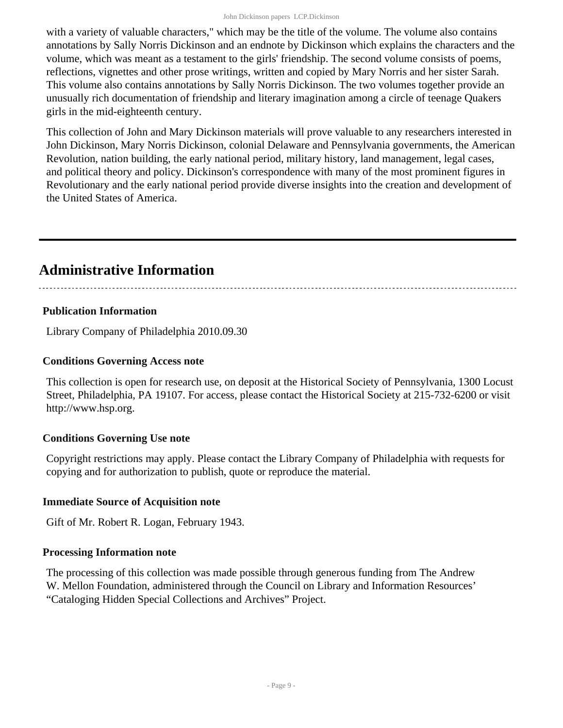with a variety of valuable characters," which may be the title of the volume. The volume also contains annotations by Sally Norris Dickinson and an endnote by Dickinson which explains the characters and the volume, which was meant as a testament to the girls' friendship. The second volume consists of poems, reflections, vignettes and other prose writings, written and copied by Mary Norris and her sister Sarah. This volume also contains annotations by Sally Norris Dickinson. The two volumes together provide an unusually rich documentation of friendship and literary imagination among a circle of teenage Quakers girls in the mid-eighteenth century.

This collection of John and Mary Dickinson materials will prove valuable to any researchers interested in John Dickinson, Mary Norris Dickinson, colonial Delaware and Pennsylvania governments, the American Revolution, nation building, the early national period, military history, land management, legal cases, and political theory and policy. Dickinson's correspondence with many of the most prominent figures in Revolutionary and the early national period provide diverse insights into the creation and development of the United States of America.

## Administrative Information

### Publication Information

Library Company of Philadelphia 2010.09.30

### Conditions Governing Access note

This collection is open for research use, on deposit at the Historical Society of Pennsylvania, 1300 Locust Street, Philadelphia, PA 19107. For access, please contact the Historical Society at 215-732-6200 or visit http://www.hsp.org.

### Conditions Governing Use note

Copyright restrictions may apply. Please contact the Library Company of Philadelphia with requests for copying and for authorization to publish, quote or reproduce the material.

### Immediate Source of Acquisition note

Gift of Mr. Robert R. Logan, February 1943.

### Processing Information note

The processing of this collection was made possible through generous funding from The Andrew W. Mellon Foundation, administered through the Council on Library and Information Resources' "Cataloging Hidden Special Collections and Archives" Project.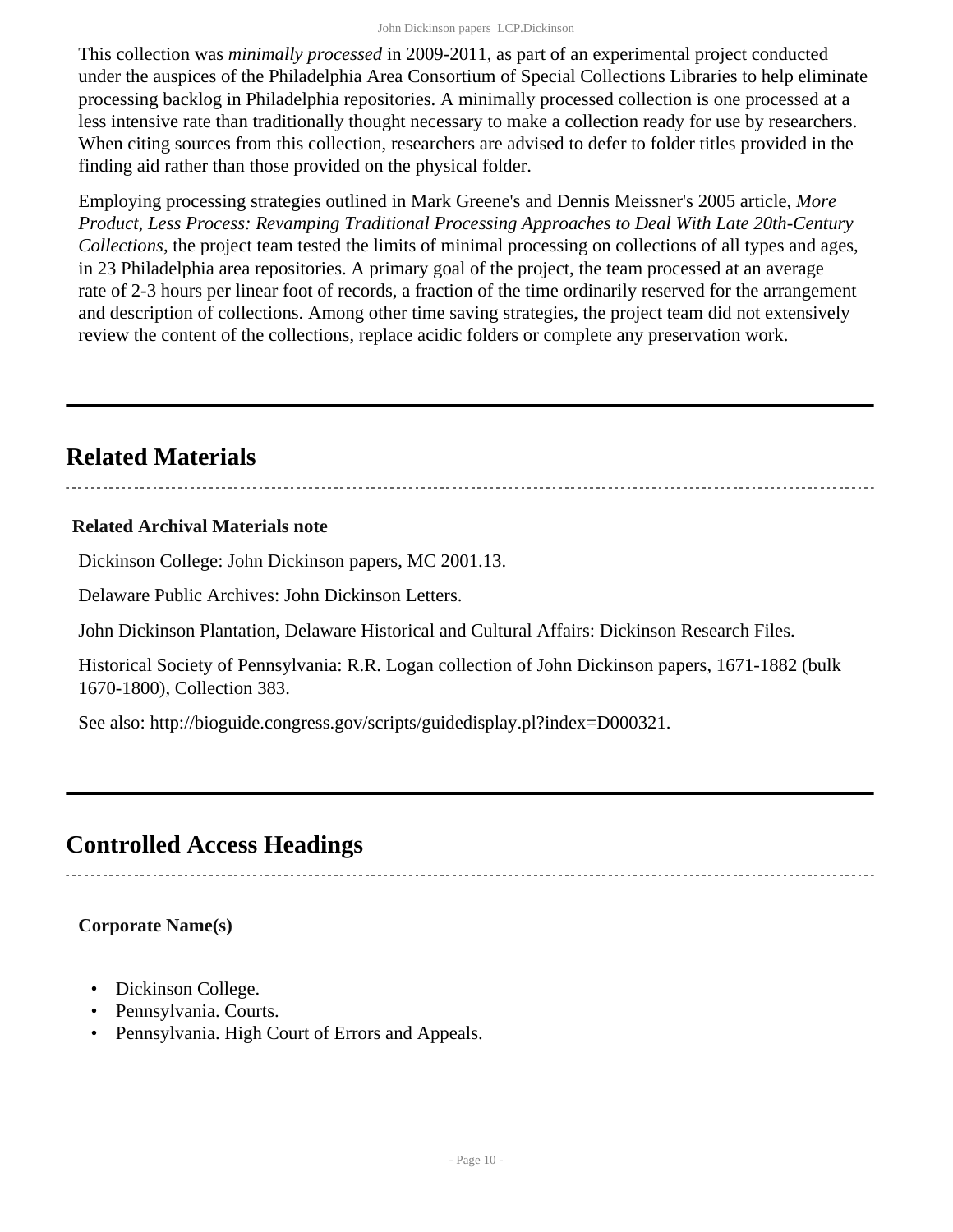This collection was *minimally processed* in 2009-2011, as part of an experimental project conducted under the auspices of the Philadelphia Area Consortium of Special Collections Libraries to help eliminate processing backlog in Philadelphia repositories. A minimally processed collection is one processed at a less intensive rate than traditionally thought necessary to make a collection ready for use by researchers. When citing sources from this collection, researchers are advised to defer to folder titles provided in the finding aid rather than those provided on the physical folder.

Employing processing strategies outlined in Mark Greene's and Dennis Meissner's 2005 article, *More Product, Less Process: Revamping Traditional Processing Approaches to Deal With Late 20th-Century Collections*, the project team tested the limits of minimal processing on collections of all types and ages, in 23 Philadelphia area repositories. A primary goal of the project, the team processed at an average rate of 2-3 hours per linear foot of records, a fraction of the time ordinarily reserved for the arrangement and description of collections. Among other time saving strategies, the project team did not extensively review the content of the collections, replace acidic folders or complete any preservation work.

## Related Materials

**Related Archival Materials note**

Dickinson College: John Dickinson papers, MC 2001.13.

Delaware Public Archives: John Dickinson Letters.

John Dickinson Plantation, Delaware Historical and Cultural Affairs: Dickinson Research Files.

Historical Society of Pennsylvania: R.R. Logan collection of John Dickinson papers, 1671-1882 (bulk 1670-1800), Collection 383.

See also: http://bioguide.congress.gov/scripts/guidedisplay.pl?index=D000321.

## Controlled Access Headings

**Corporate Name(s)**

- Dickinson College.
- Pennsylvania. Courts.
- Pennsylvania. High Court of Errors and Appeals.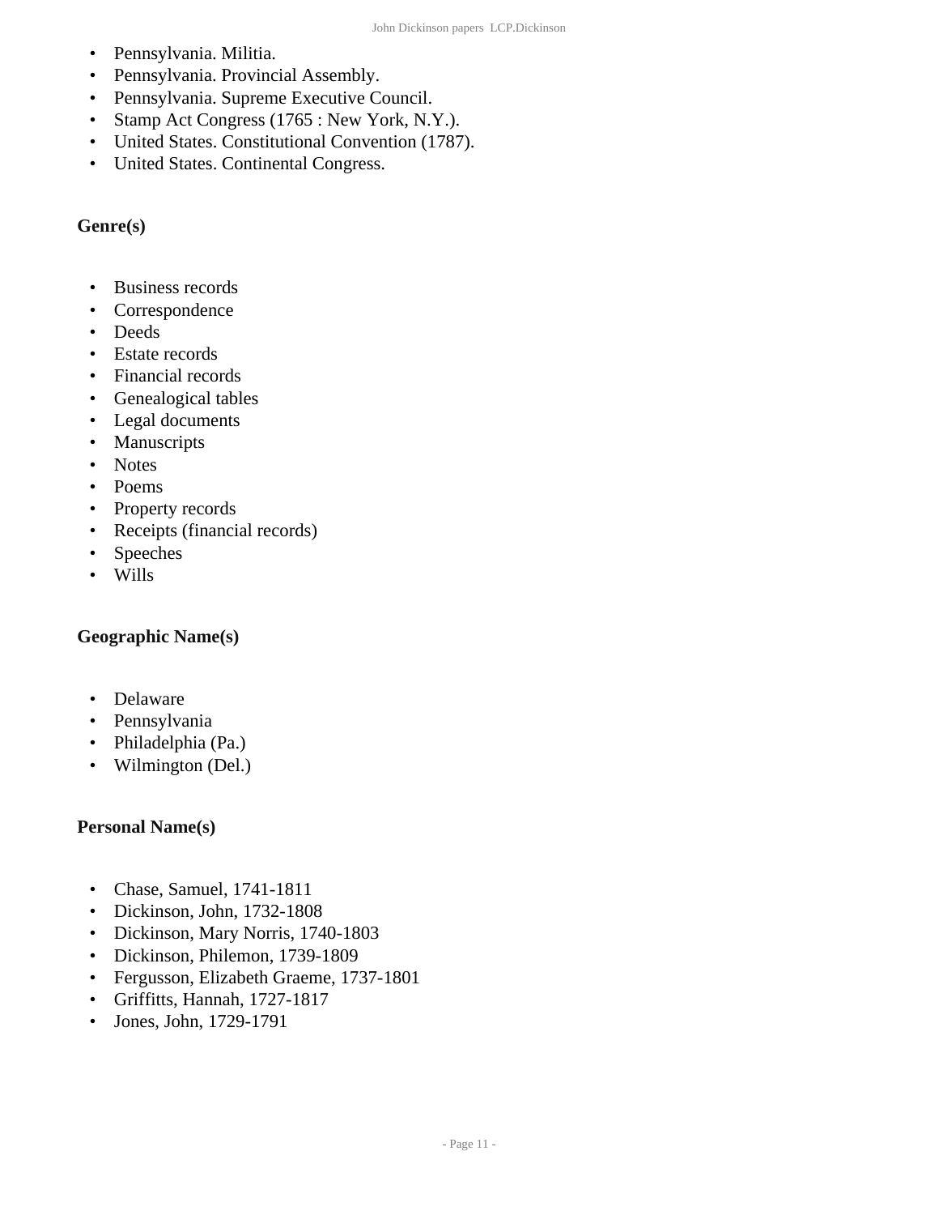- Pennsylvania. Militia.
- Pennsylvania. Provincial Assembly.
- Pennsylvania. Supreme Executive Council.
- Stamp Act Congress (1765 : New York, N.Y.).
- United States. Constitutional Convention (1787).
- United States. Continental Congress.

**Genre(s)**

- Business records
- Correspondence
- Deeds
- Estate records
- Financial records
- Genealogical tables
- Legal documents
- Manuscripts
- Notes
- Poems
- Property records
- Receipts (financial records)
- Speeches
- Wills

**Geographic Name(s)**

- Delaware
- Pennsylvania
- Philadelphia (Pa.)
- Wilmington (Del.)

**Personal Name(s)**

- Chase, Samuel, 1741-1811
- Dickinson, John, 1732-1808
- Dickinson, Mary Norris, 1740-1803
- Dickinson, Philemon, 1739-1809
- Fergusson, Elizabeth Graeme, 1737-1801
- Griffitts, Hannah, 1727-1817
- Jones, John, 1729-1791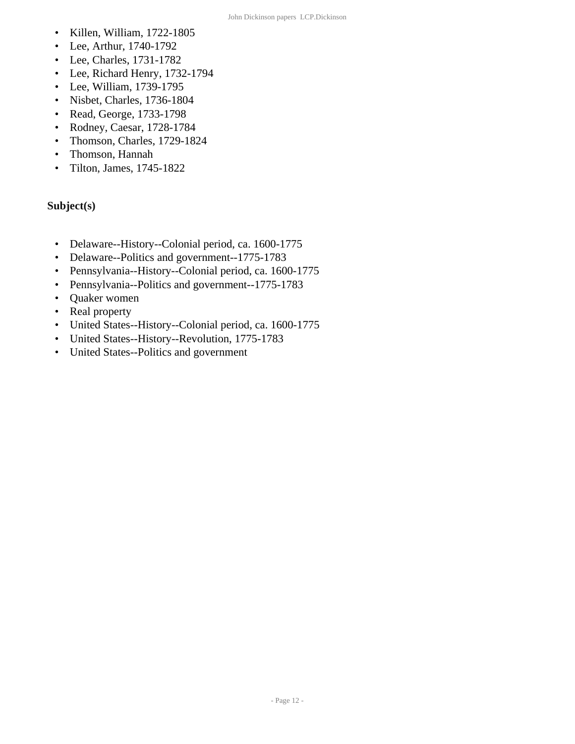- Killen, William, 1722-1805
- Lee, Arthur, 1740-1792
- Lee, Charles, 1731-1782
- Lee, Richard Henry, 1732-1794
- Lee, William, 1739-1795
- Nisbet, Charles, 1736-1804
- Read, George, 1733-1798
- Rodney, Caesar, 1728-1784
- Thomson, Charles, 1729-1824
- Thomson, Hannah
- Tilton, James, 1745-1822

### Subject(s)

- Delaware--History--Colonial period, ca. 1600-1775
- Delaware--Politics and government--1775-1783
- Pennsylvania--History--Colonial period, ca. 1600-1775
- Pennsylvania--Politics and government--1775-1783
- Quaker women
- Real property
- United States--History--Colonial period, ca. 1600-1775
- United States--History--Revolution, 1775-1783
- United States--Politics and government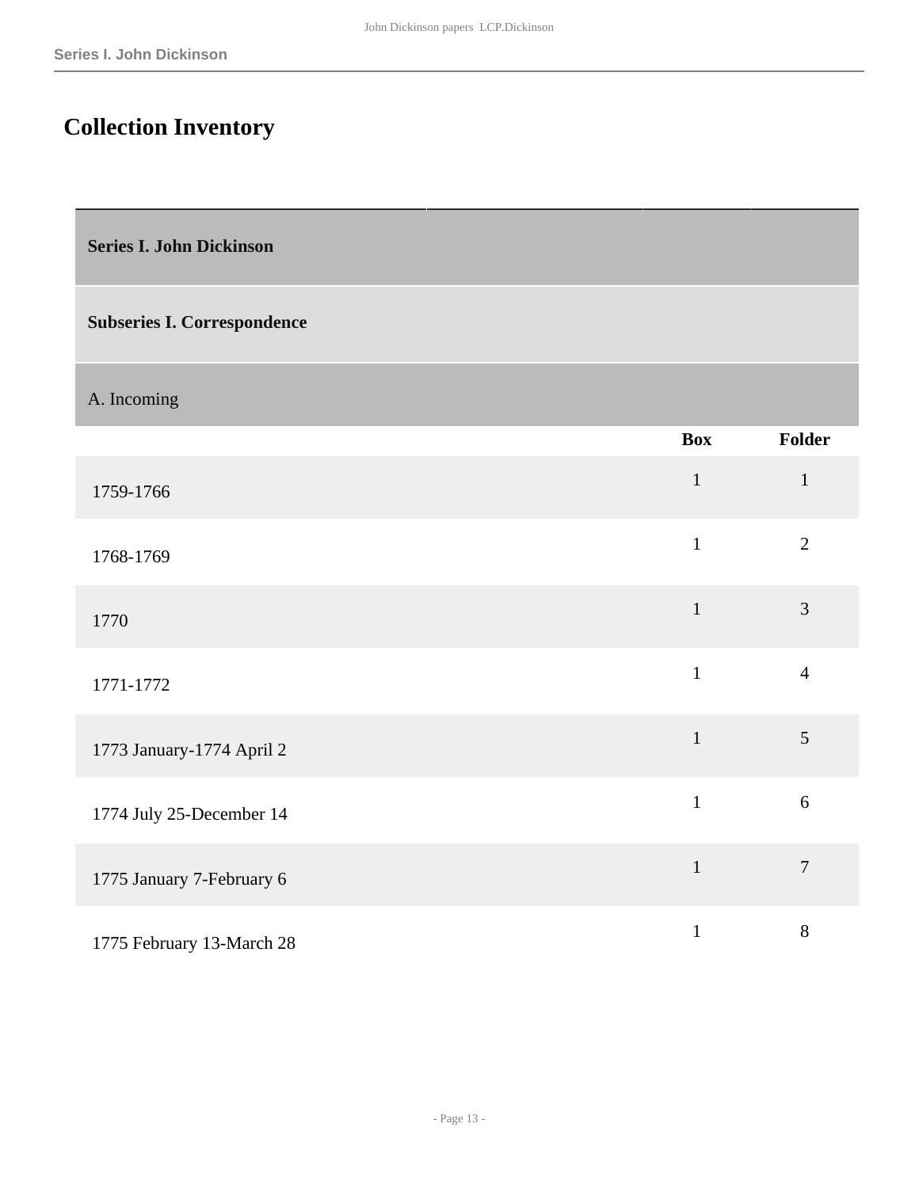# Collection Inventory

| Series I. John Dickinson | | |
|---|---|---|
| **Subseries I. Correspondence** | | |
| A. Incoming | | |
| | **Box** | **Folder** |
| 1759-1766 | 1 | 1 |
| 1768-1769 | 1 | 2 |
| 1770 | 1 | 3 |
| 1771-1772 | 1 | 4 |
| 1773 January-1774 April 2 | 1 | 5 |
| 1774 July 25-December 14 | 1 | 6 |
| 1775 January 7-February 6 | 1 | 7 |
| 1775 February 13-March 28 | 1 | 8 |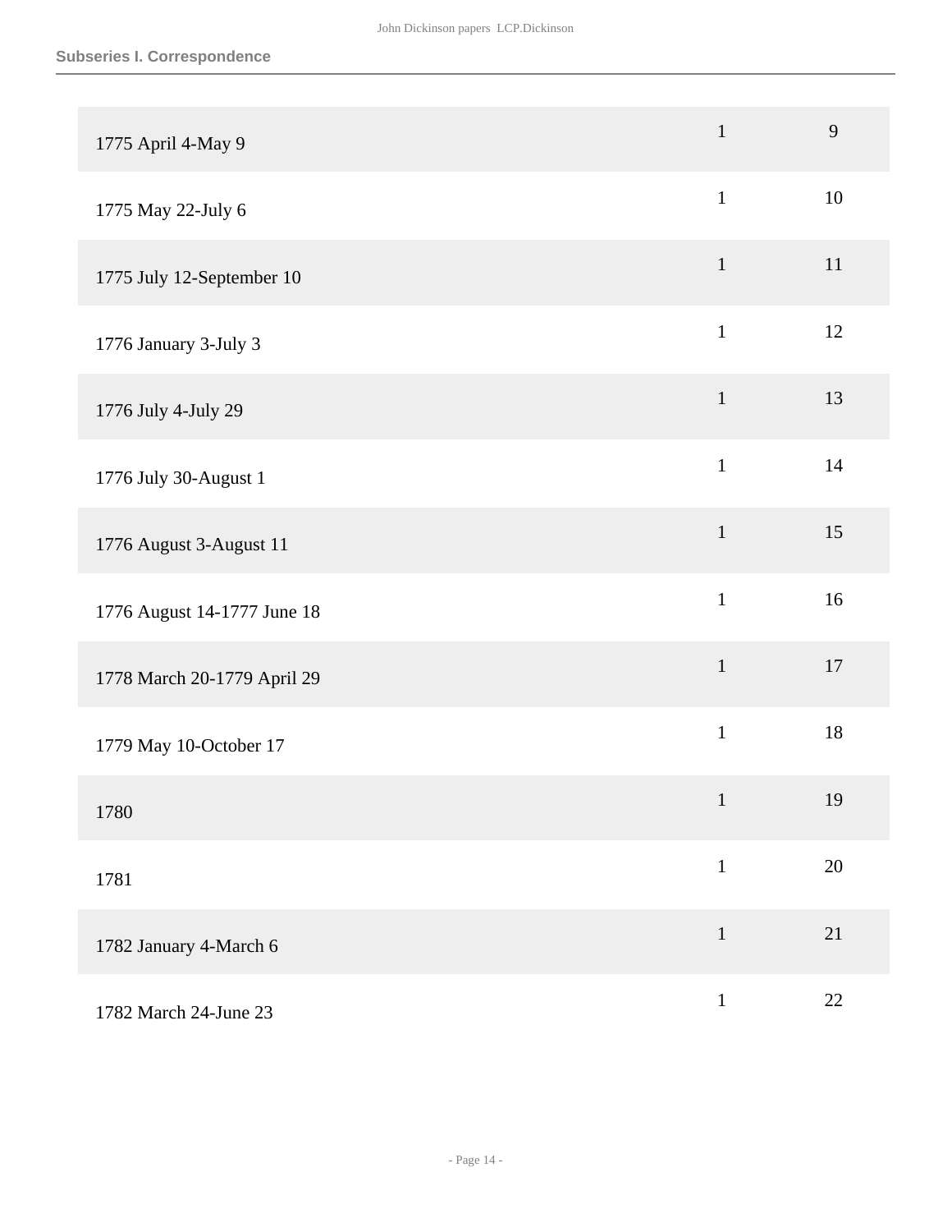| | | |
|---|---|---|
| 1775 April 4-May 9 | 1 | 9 |
| 1775 May 22-July 6 | 1 | 10 |
| 1775 July 12-September 10 | 1 | 11 |
| 1776 January 3-July 3 | 1 | 12 |
| 1776 July 4-July 29 | 1 | 13 |
| 1776 July 30-August 1 | 1 | 14 |
| 1776 August 3-August 11 | 1 | 15 |
| 1776 August 14-1777 June 18 | 1 | 16 |
| 1778 March 20-1779 April 29 | 1 | 17 |
| 1779 May 10-October 17 | 1 | 18 |
| 1780 | 1 | 19 |
| 1781 | 1 | 20 |
| 1782 January 4-March 6 | 1 | 21 |
| 1782 March 24-June 23 | 1 | 22 |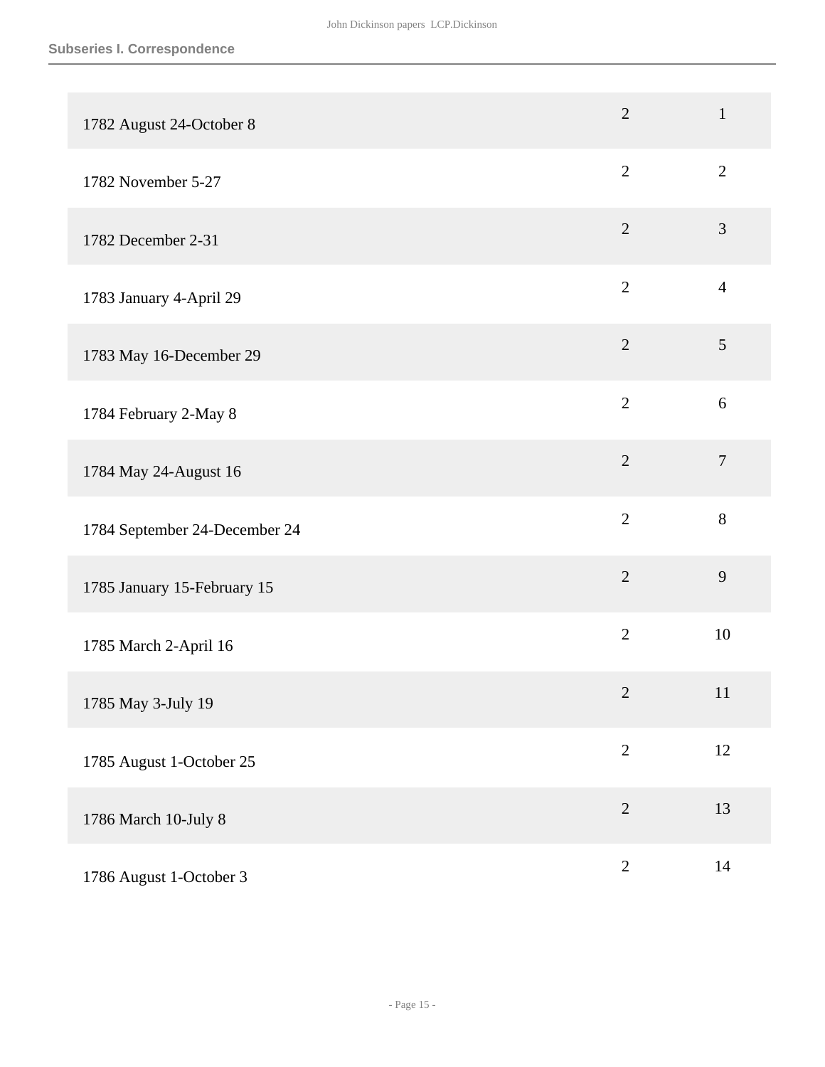Subseries I. Correspondence

| | | |
|---|---|---|
| 1782 August 24-October 8 | 2 | 1 |
| 1782 November 5-27 | 2 | 2 |
| 1782 December 2-31 | 2 | 3 |
| 1783 January 4-April 29 | 2 | 4 |
| 1783 May 16-December 29 | 2 | 5 |
| 1784 February 2-May 8 | 2 | 6 |
| 1784 May 24-August 16 | 2 | 7 |
| 1784 September 24-December 24 | 2 | 8 |
| 1785 January 15-February 15 | 2 | 9 |
| 1785 March 2-April 16 | 2 | 10 |
| 1785 May 3-July 19 | 2 | 11 |
| 1785 August 1-October 25 | 2 | 12 |
| 1786 March 10-July 8 | 2 | 13 |
| 1786 August 1-October 3 | 2 | 14 |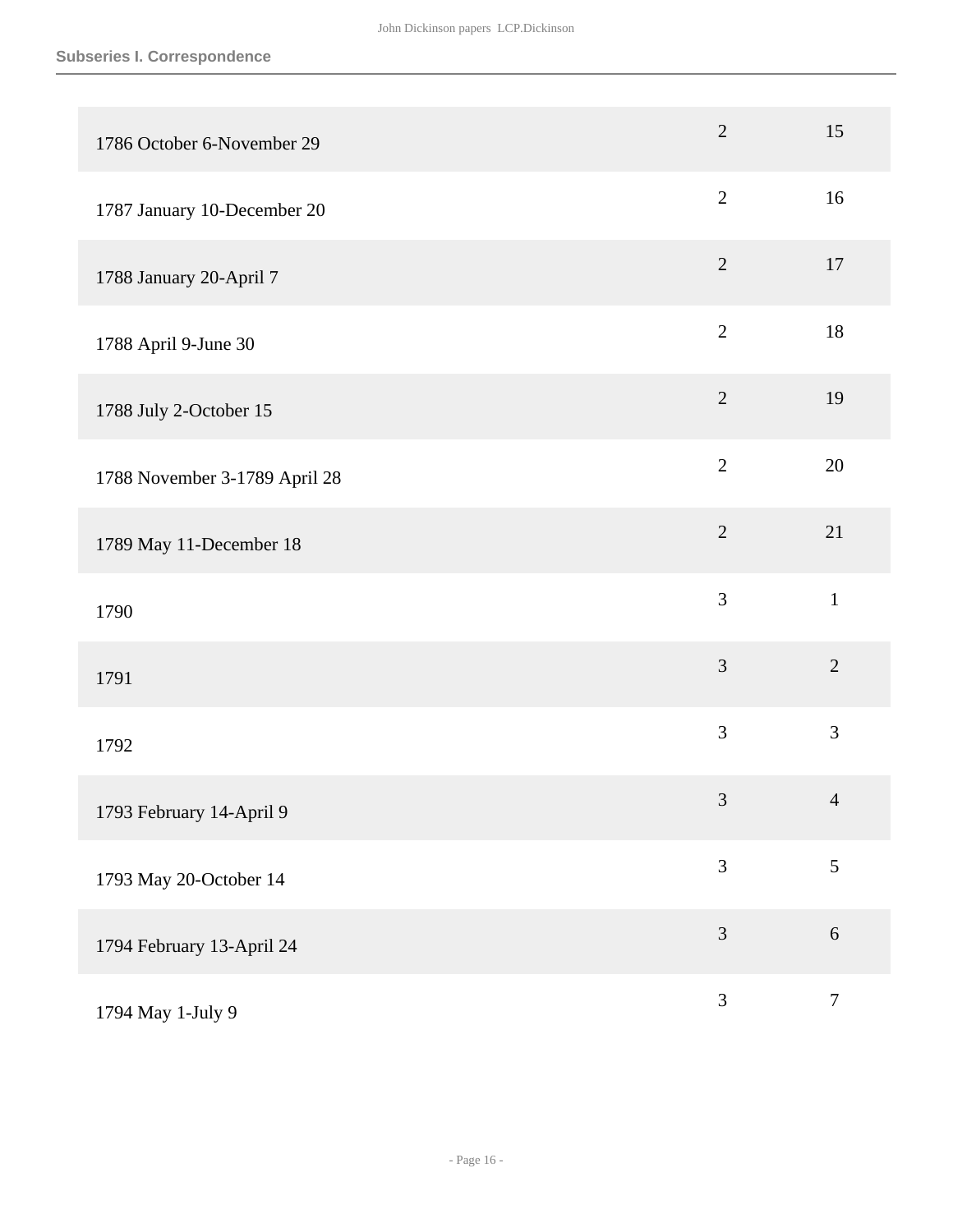| | | |
|---|---|---|
| 1786 October 6-November 29 | 2 | 15 |
| 1787 January 10-December 20 | 2 | 16 |
| 1788 January 20-April 7 | 2 | 17 |
| 1788 April 9-June 30 | 2 | 18 |
| 1788 July 2-October 15 | 2 | 19 |
| 1788 November 3-1789 April 28 | 2 | 20 |
| 1789 May 11-December 18 | 2 | 21 |
| 1790 | 3 | 1 |
| 1791 | 3 | 2 |
| 1792 | 3 | 3 |
| 1793 February 14-April 9 | 3 | 4 |
| 1793 May 20-October 14 | 3 | 5 |
| 1794 February 13-April 24 | 3 | 6 |
| 1794 May 1-July 9 | 3 | 7 |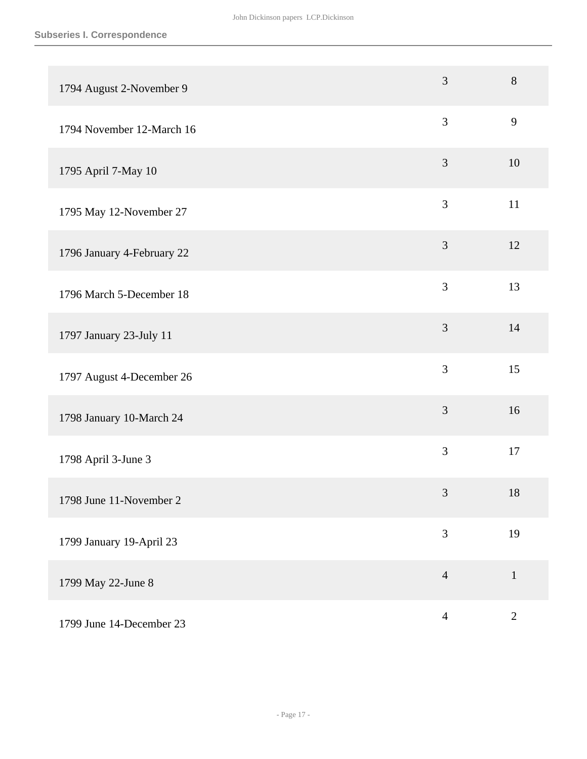| | | |
|---|---|---|
| 1794 August 2-November 9 | 3 | 8 |
| 1794 November 12-March 16 | 3 | 9 |
| 1795 April 7-May 10 | 3 | 10 |
| 1795 May 12-November 27 | 3 | 11 |
| 1796 January 4-February 22 | 3 | 12 |
| 1796 March 5-December 18 | 3 | 13 |
| 1797 January 23-July 11 | 3 | 14 |
| 1797 August 4-December 26 | 3 | 15 |
| 1798 January 10-March 24 | 3 | 16 |
| 1798 April 3-June 3 | 3 | 17 |
| 1798 June 11-November 2 | 3 | 18 |
| 1799 January 19-April 23 | 3 | 19 |
| 1799 May 22-June 8 | 4 | 1 |
| 1799 June 14-December 23 | 4 | 2 |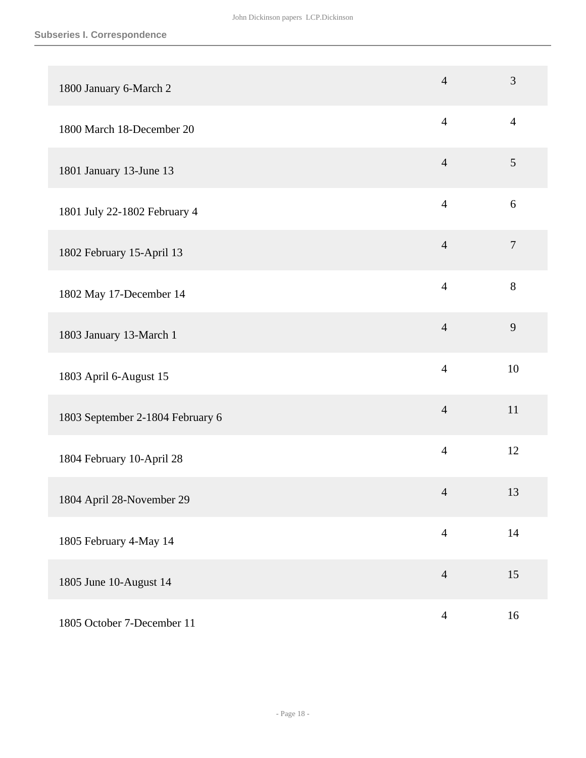| | | |
|---|---|---|
| 1800 January 6-March 2 | 4 | 3 |
| 1800 March 18-December 20 | 4 | 4 |
| 1801 January 13-June 13 | 4 | 5 |
| 1801 July 22-1802 February 4 | 4 | 6 |
| 1802 February 15-April 13 | 4 | 7 |
| 1802 May 17-December 14 | 4 | 8 |
| 1803 January 13-March 1 | 4 | 9 |
| 1803 April 6-August 15 | 4 | 10 |
| 1803 September 2-1804 February 6 | 4 | 11 |
| 1804 February 10-April 28 | 4 | 12 |
| 1804 April 28-November 29 | 4 | 13 |
| 1805 February 4-May 14 | 4 | 14 |
| 1805 June 10-August 14 | 4 | 15 |
| 1805 October 7-December 11 | 4 | 16 |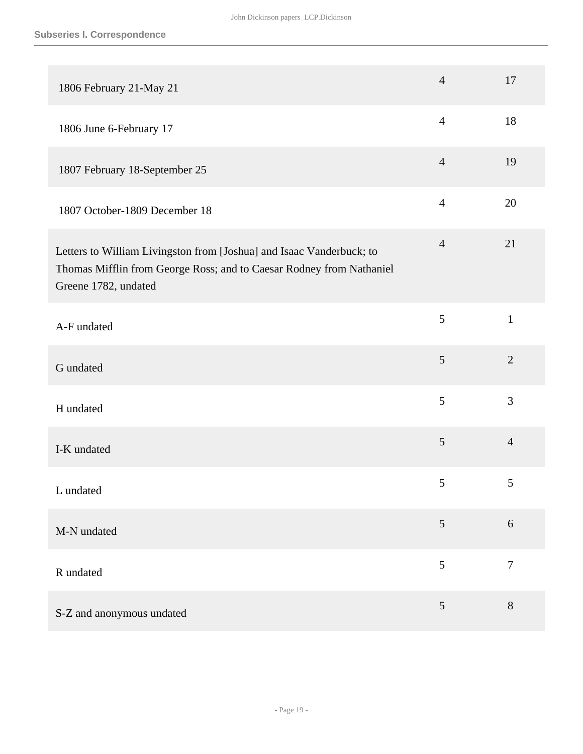| | | |
|---|---|---|
| 1806 February 21-May 21 | 4 | 17 |
| 1806 June 6-February 17 | 4 | 18 |
| 1807 February 18-September 25 | 4 | 19 |
| 1807 October-1809 December 18 | 4 | 20 |
| Letters to William Livingston from [Joshua] and Isaac Vanderbuck; to Thomas Mifflin from George Ross; and to Caesar Rodney from Nathaniel Greene 1782, undated | 4 | 21 |
| A-F undated | 5 | 1 |
| G undated | 5 | 2 |
| H undated | 5 | 3 |
| I-K undated | 5 | 4 |
| L undated | 5 | 5 |
| M-N undated | 5 | 6 |
| R undated | 5 | 7 |
| S-Z and anonymous undated | 5 | 8 |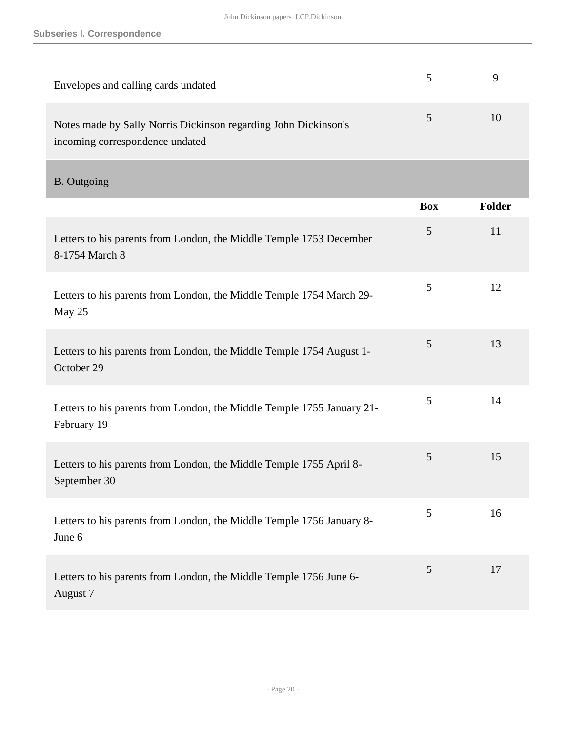### Subseries I. Correspondence

| | Box | Folder |
|---|---|---|
| Envelopes and calling cards undated | 5 | 9 |
| Notes made by Sally Norris Dickinson regarding John Dickinson's incoming correspondence undated | 5 | 10 |

#### B. Outgoing

| | Box | Folder |
|---|---|---|
| Letters to his parents from London, the Middle Temple 1753 December 8-1754 March 8 | 5 | 11 |
| Letters to his parents from London, the Middle Temple 1754 March 29-May 25 | 5 | 12 |
| Letters to his parents from London, the Middle Temple 1754 August 1-October 29 | 5 | 13 |
| Letters to his parents from London, the Middle Temple 1755 January 21-February 19 | 5 | 14 |
| Letters to his parents from London, the Middle Temple 1755 April 8-September 30 | 5 | 15 |
| Letters to his parents from London, the Middle Temple 1756 January 8-June 6 | 5 | 16 |
| Letters to his parents from London, the Middle Temple 1756 June 6-August 7 | 5 | 17 |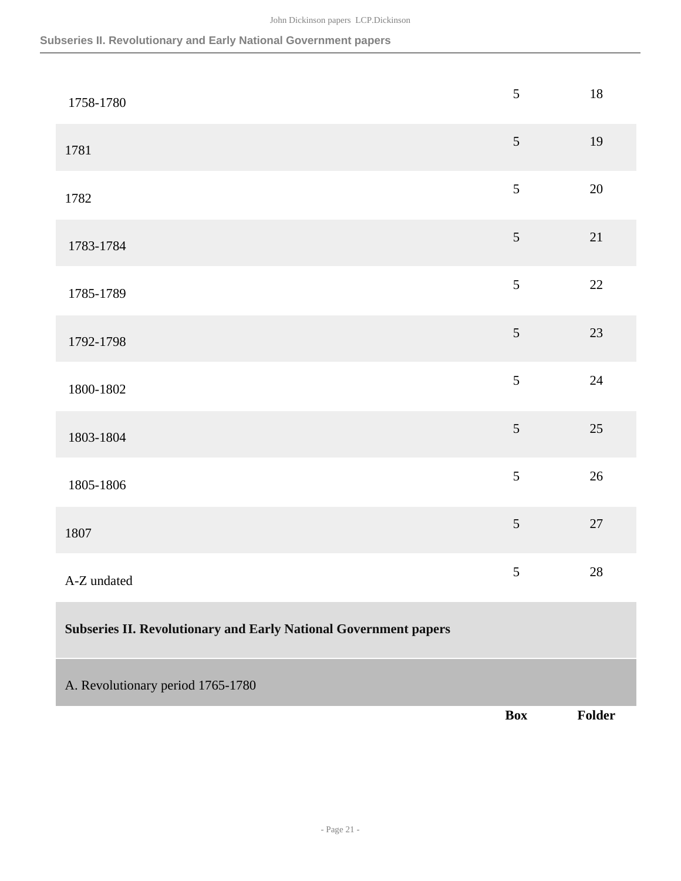| | Box | Folder |
|---|---|---|
| 1758-1780 | 5 | 18 |
| 1781 | 5 | 19 |
| 1782 | 5 | 20 |
| 1783-1784 | 5 | 21 |
| 1785-1789 | 5 | 22 |
| 1792-1798 | 5 | 23 |
| 1800-1802 | 5 | 24 |
| 1803-1804 | 5 | 25 |
| 1805-1806 | 5 | 26 |
| 1807 | 5 | 27 |
| A-Z undated | 5 | 28 |

**Subseries II. Revolutionary and Early National Government papers**

A. Revolutionary period 1765-1780

| | Box | Folder |
|---|---|---|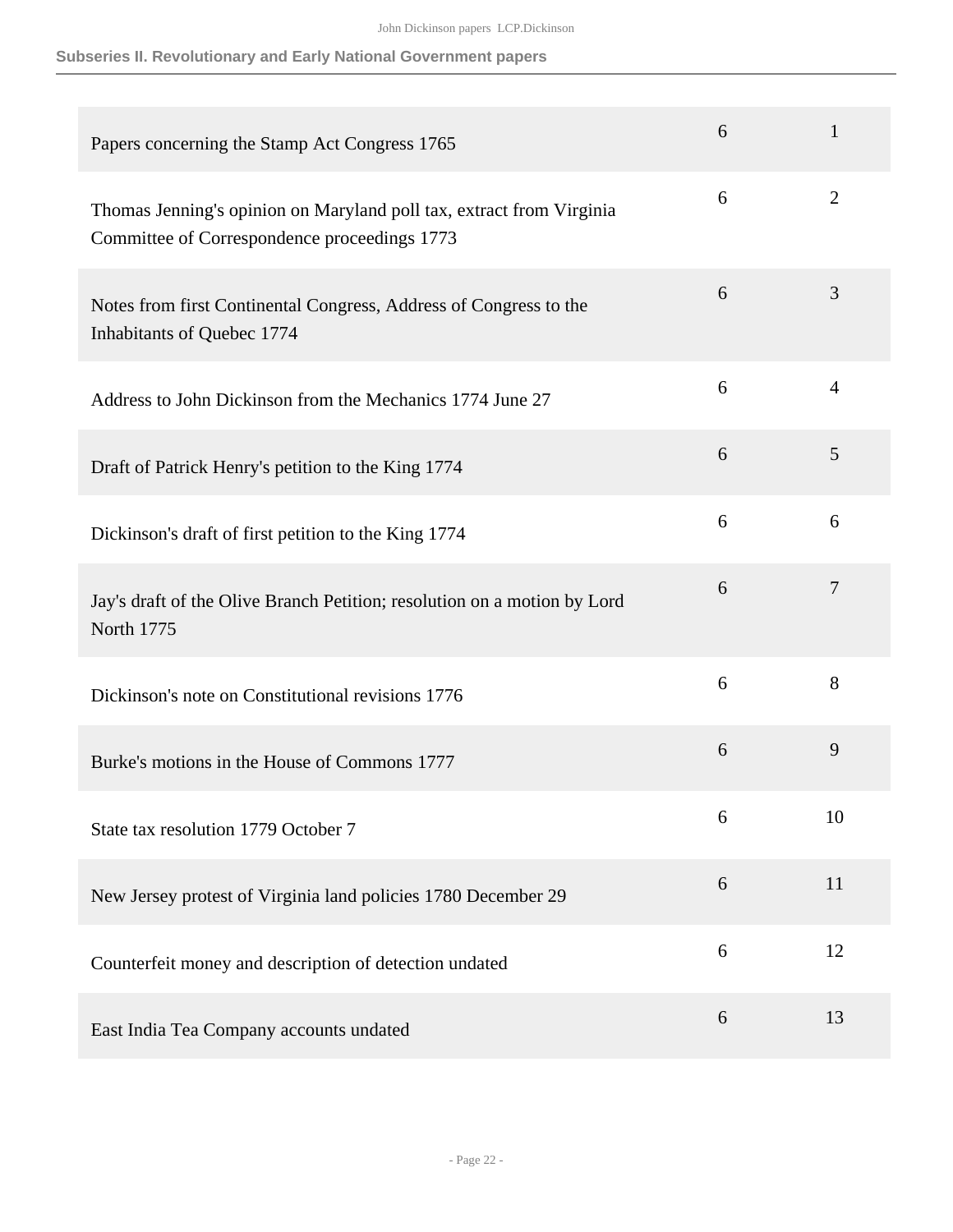## Subseries II. Revolutionary and Early National Government papers

| | | |
|---|---|---|
| Papers concerning the Stamp Act Congress 1765 | 6 | 1 |
| Thomas Jenning's opinion on Maryland poll tax, extract from Virginia Committee of Correspondence proceedings 1773 | 6 | 2 |
| Notes from first Continental Congress, Address of Congress to the Inhabitants of Quebec 1774 | 6 | 3 |
| Address to John Dickinson from the Mechanics 1774 June 27 | 6 | 4 |
| Draft of Patrick Henry's petition to the King 1774 | 6 | 5 |
| Dickinson's draft of first petition to the King 1774 | 6 | 6 |
| Jay's draft of the Olive Branch Petition; resolution on a motion by Lord North 1775 | 6 | 7 |
| Dickinson's note on Constitutional revisions 1776 | 6 | 8 |
| Burke's motions in the House of Commons 1777 | 6 | 9 |
| State tax resolution 1779 October 7 | 6 | 10 |
| New Jersey protest of Virginia land policies 1780 December 29 | 6 | 11 |
| Counterfeit money and description of detection undated | 6 | 12 |
| East India Tea Company accounts undated | 6 | 13 |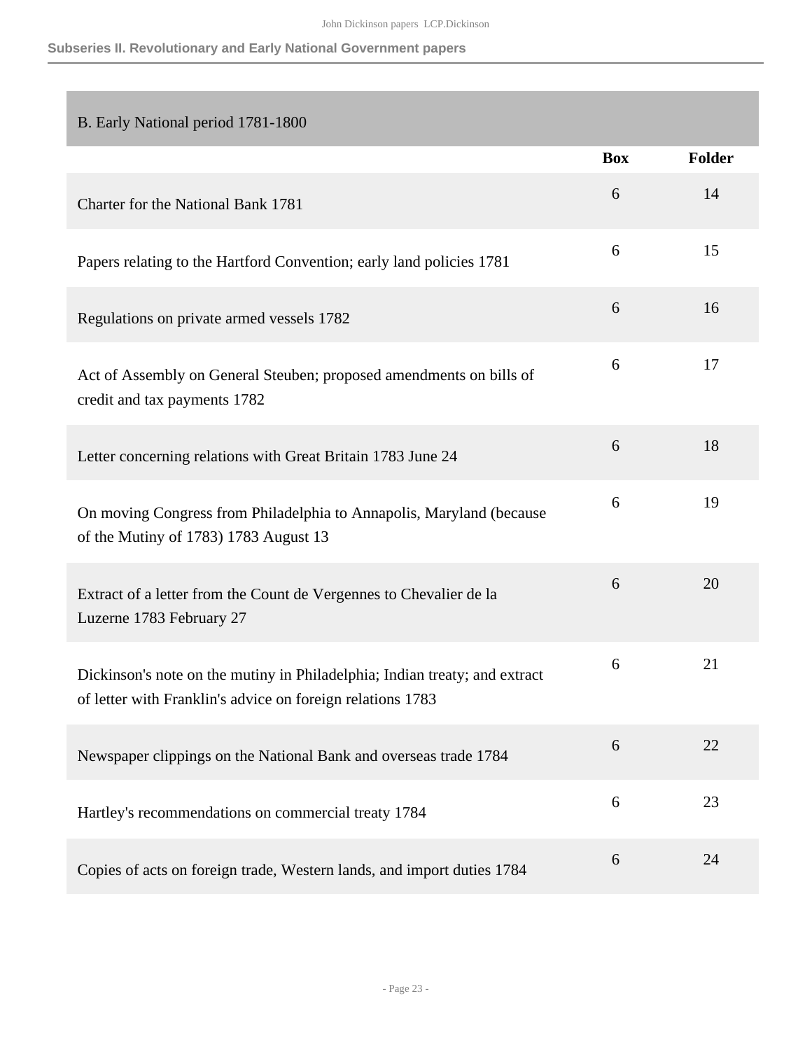## Subseries II. Revolutionary and Early National Government papers

### B. Early National period 1781-1800

| | Box | Folder |
|---|---|---|
| Charter for the National Bank 1781 | 6 | 14 |
| Papers relating to the Hartford Convention; early land policies 1781 | 6 | 15 |
| Regulations on private armed vessels 1782 | 6 | 16 |
| Act of Assembly on General Steuben; proposed amendments on bills of credit and tax payments 1782 | 6 | 17 |
| Letter concerning relations with Great Britain 1783 June 24 | 6 | 18 |
| On moving Congress from Philadelphia to Annapolis, Maryland (because of the Mutiny of 1783) 1783 August 13 | 6 | 19 |
| Extract of a letter from the Count de Vergennes to Chevalier de la Luzerne 1783 February 27 | 6 | 20 |
| Dickinson's note on the mutiny in Philadelphia; Indian treaty; and extract of letter with Franklin's advice on foreign relations 1783 | 6 | 21 |
| Newspaper clippings on the National Bank and overseas trade 1784 | 6 | 22 |
| Hartley's recommendations on commercial treaty 1784 | 6 | 23 |
| Copies of acts on foreign trade, Western lands, and import duties 1784 | 6 | 24 |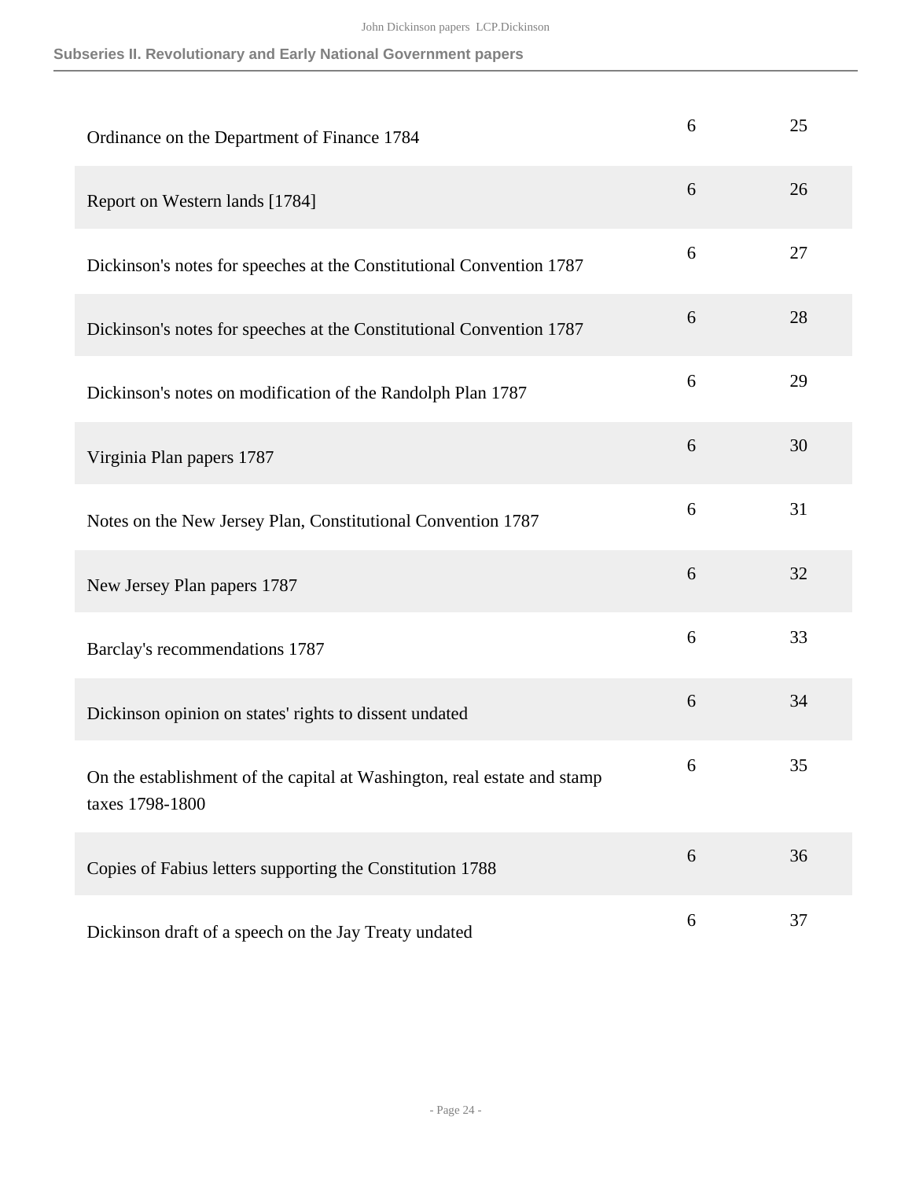## Subseries II. Revolutionary and Early National Government papers

| | | |
|---|---|---|
| Ordinance on the Department of Finance 1784 | 6 | 25 |
| Report on Western lands [1784] | 6 | 26 |
| Dickinson's notes for speeches at the Constitutional Convention 1787 | 6 | 27 |
| Dickinson's notes for speeches at the Constitutional Convention 1787 | 6 | 28 |
| Dickinson's notes on modification of the Randolph Plan 1787 | 6 | 29 |
| Virginia Plan papers 1787 | 6 | 30 |
| Notes on the New Jersey Plan, Constitutional Convention 1787 | 6 | 31 |
| New Jersey Plan papers 1787 | 6 | 32 |
| Barclay's recommendations 1787 | 6 | 33 |
| Dickinson opinion on states' rights to dissent undated | 6 | 34 |
| On the establishment of the capital at Washington, real estate and stamp taxes 1798-1800 | 6 | 35 |
| Copies of Fabius letters supporting the Constitution 1788 | 6 | 36 |
| Dickinson draft of a speech on the Jay Treaty undated | 6 | 37 |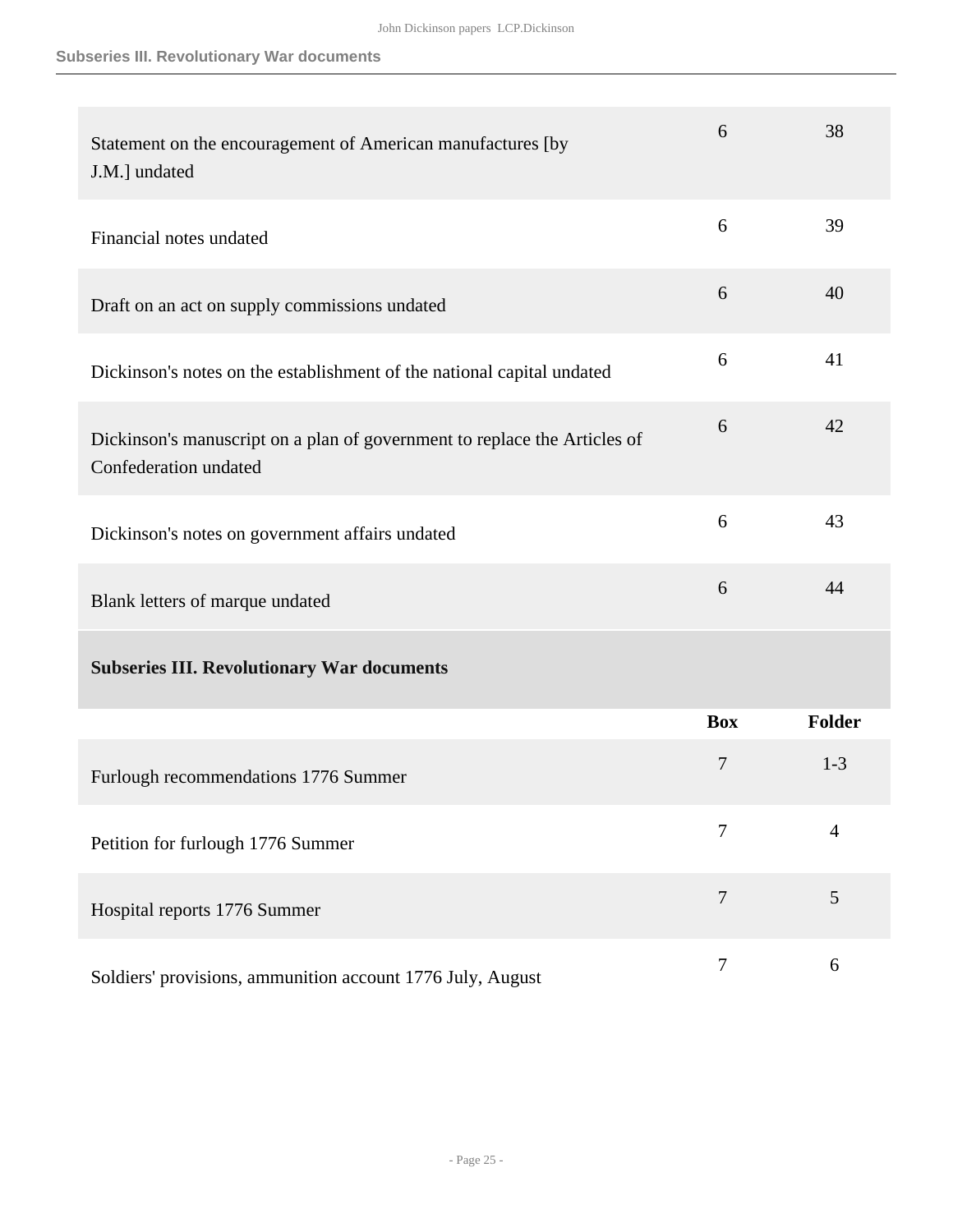| | Box | Folder |
|---|---|---|
| Statement on the encouragement of American manufactures [by J.M.] undated | 6 | 38 |
| Financial notes undated | 6 | 39 |
| Draft on an act on supply commissions undated | 6 | 40 |
| Dickinson's notes on the establishment of the national capital undated | 6 | 41 |
| Dickinson's manuscript on a plan of government to replace the Articles of Confederation undated | 6 | 42 |
| Dickinson's notes on government affairs undated | 6 | 43 |
| Blank letters of marque undated | 6 | 44 |

### Subseries III. Revolutionary War documents

| | Box | Folder |
|---|---|---|
| Furlough recommendations 1776 Summer | 7 | 1-3 |
| Petition for furlough 1776 Summer | 7 | 4 |
| Hospital reports 1776 Summer | 7 | 5 |
| Soldiers' provisions, ammunition account 1776 July, August | 7 | 6 |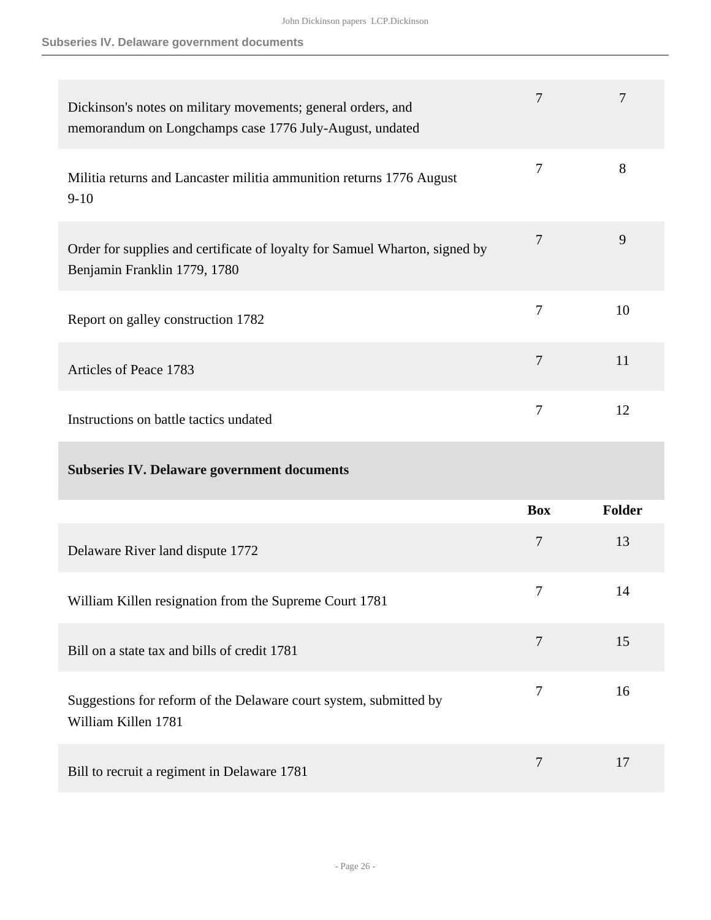| | Box | Folder |
|---|---|---|
| Dickinson's notes on military movements; general orders, and memorandum on Longchamps case 1776 July-August, undated | 7 | 7 |
| Militia returns and Lancaster militia ammunition returns 1776 August 9-10 | 7 | 8 |
| Order for supplies and certificate of loyalty for Samuel Wharton, signed by Benjamin Franklin 1779, 1780 | 7 | 9 |
| Report on galley construction 1782 | 7 | 10 |
| Articles of Peace 1783 | 7 | 11 |
| Instructions on battle tactics undated | 7 | 12 |

### Subseries IV. Delaware government documents

| | Box | Folder |
|---|---|---|
| Delaware River land dispute 1772 | 7 | 13 |
| William Killen resignation from the Supreme Court 1781 | 7 | 14 |
| Bill on a state tax and bills of credit 1781 | 7 | 15 |
| Suggestions for reform of the Delaware court system, submitted by William Killen 1781 | 7 | 16 |
| Bill to recruit a regiment in Delaware 1781 | 7 | 17 |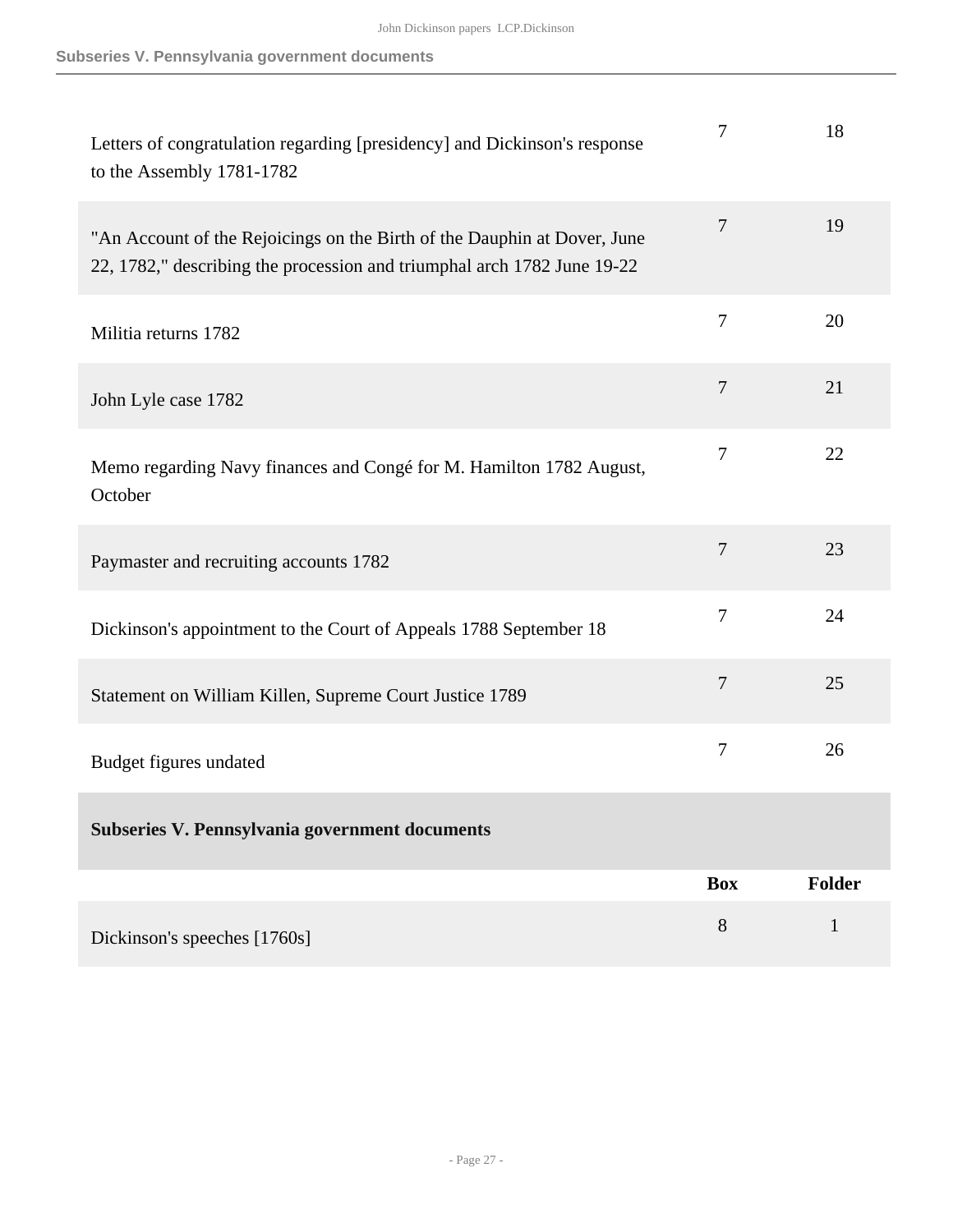| | Box | Folder |
|---|---|---|
| Letters of congratulation regarding [presidency] and Dickinson's response to the Assembly 1781-1782 | 7 | 18 |
| "An Account of the Rejoicings on the Birth of the Dauphin at Dover, June 22, 1782," describing the procession and triumphal arch 1782 June 19-22 | 7 | 19 |
| Militia returns 1782 | 7 | 20 |
| John Lyle case 1782 | 7 | 21 |
| Memo regarding Navy finances and Congé for M. Hamilton 1782 August, October | 7 | 22 |
| Paymaster and recruiting accounts 1782 | 7 | 23 |
| Dickinson's appointment to the Court of Appeals 1788 September 18 | 7 | 24 |
| Statement on William Killen, Supreme Court Justice 1789 | 7 | 25 |
| Budget figures undated | 7 | 26 |

### Subseries V. Pennsylvania government documents

| | Box | Folder |
|---|---|---|
| Dickinson's speeches [1760s] | 8 | 1 |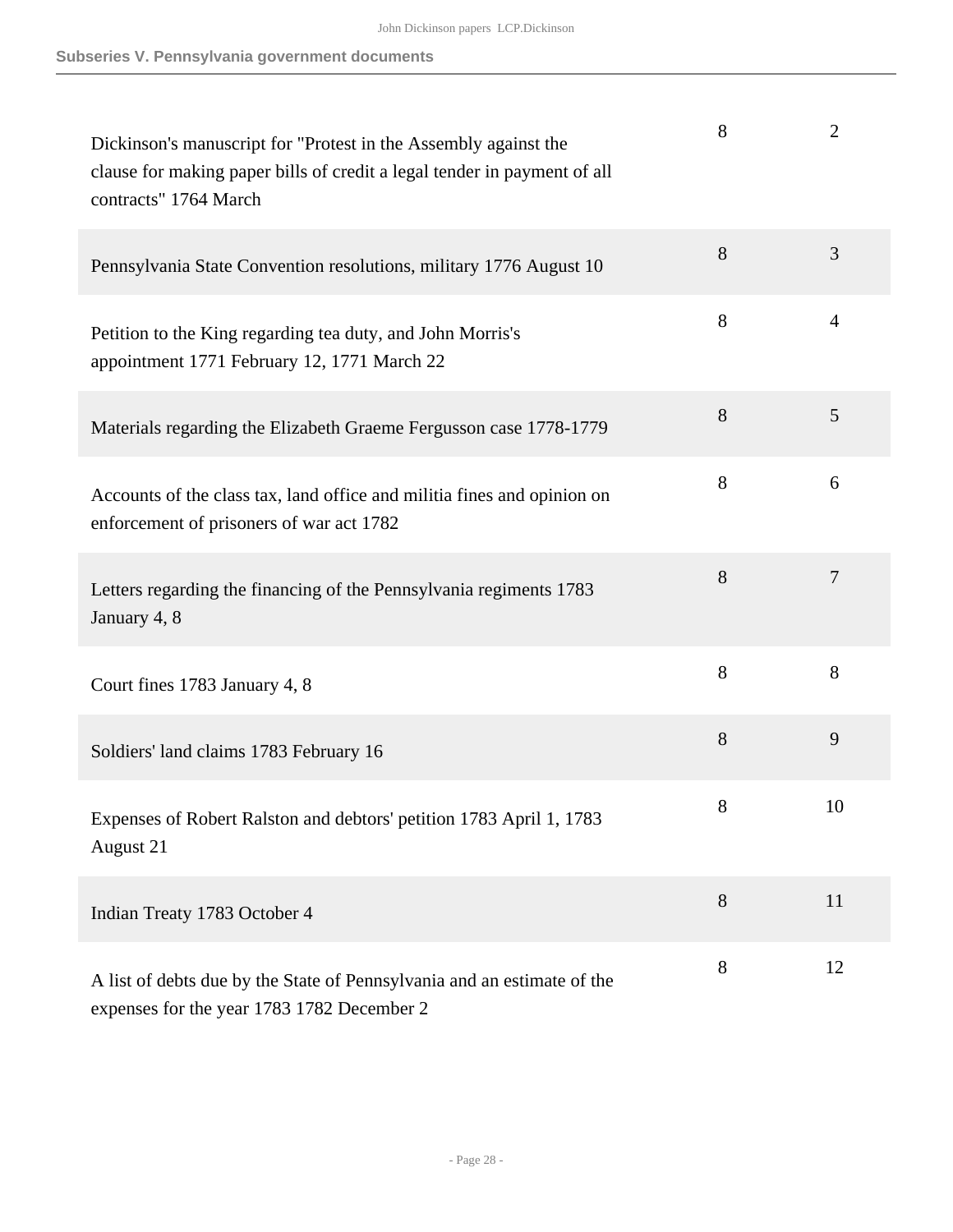| Description | Box | Folder |
| --- | --- | --- |
| Dickinson's manuscript for "Protest in the Assembly against the clause for making paper bills of credit a legal tender in payment of all contracts" 1764 March | 8 | 2 |
| Pennsylvania State Convention resolutions, military 1776 August 10 | 8 | 3 |
| Petition to the King regarding tea duty, and John Morris's appointment 1771 February 12, 1771 March 22 | 8 | 4 |
| Materials regarding the Elizabeth Graeme Fergusson case 1778-1779 | 8 | 5 |
| Accounts of the class tax, land office and militia fines and opinion on enforcement of prisoners of war act 1782 | 8 | 6 |
| Letters regarding the financing of the Pennsylvania regiments 1783 January 4, 8 | 8 | 7 |
| Court fines 1783 January 4, 8 | 8 | 8 |
| Soldiers' land claims 1783 February 16 | 8 | 9 |
| Expenses of Robert Ralston and debtors' petition 1783 April 1, 1783 August 21 | 8 | 10 |
| Indian Treaty 1783 October 4 | 8 | 11 |
| A list of debts due by the State of Pennsylvania and an estimate of the expenses for the year 1783 1782 December 2 | 8 | 12 |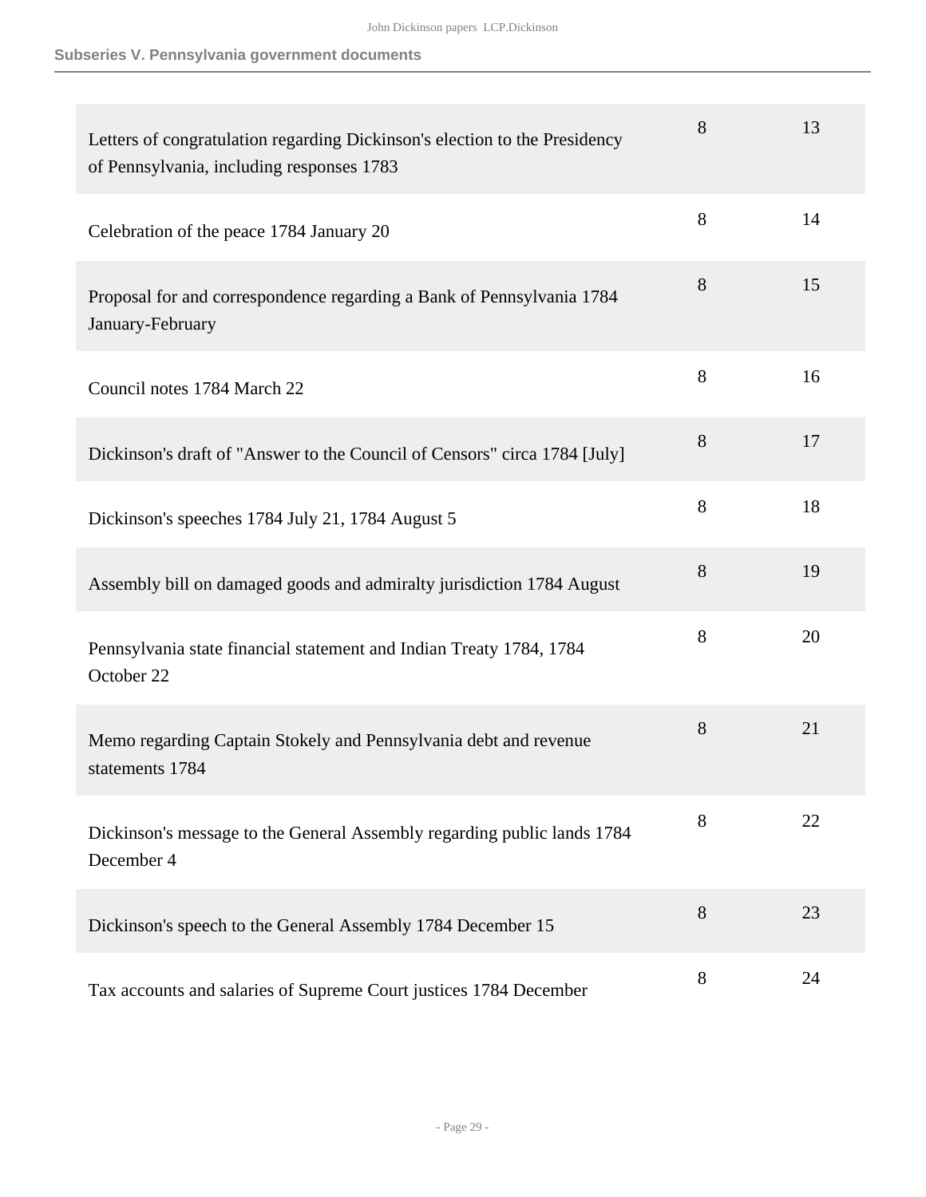| | | |
|---|---|---|
| Letters of congratulation regarding Dickinson's election to the Presidency of Pennsylvania, including responses 1783 | 8 | 13 |
| Celebration of the peace 1784 January 20 | 8 | 14 |
| Proposal for and correspondence regarding a Bank of Pennsylvania 1784 January-February | 8 | 15 |
| Council notes 1784 March 22 | 8 | 16 |
| Dickinson's draft of "Answer to the Council of Censors" circa 1784 [July] | 8 | 17 |
| Dickinson's speeches 1784 July 21, 1784 August 5 | 8 | 18 |
| Assembly bill on damaged goods and admiralty jurisdiction 1784 August | 8 | 19 |
| Pennsylvania state financial statement and Indian Treaty 1784, 1784 October 22 | 8 | 20 |
| Memo regarding Captain Stokely and Pennsylvania debt and revenue statements 1784 | 8 | 21 |
| Dickinson's message to the General Assembly regarding public lands 1784 December 4 | 8 | 22 |
| Dickinson's speech to the General Assembly 1784 December 15 | 8 | 23 |
| Tax accounts and salaries of Supreme Court justices 1784 December | 8 | 24 |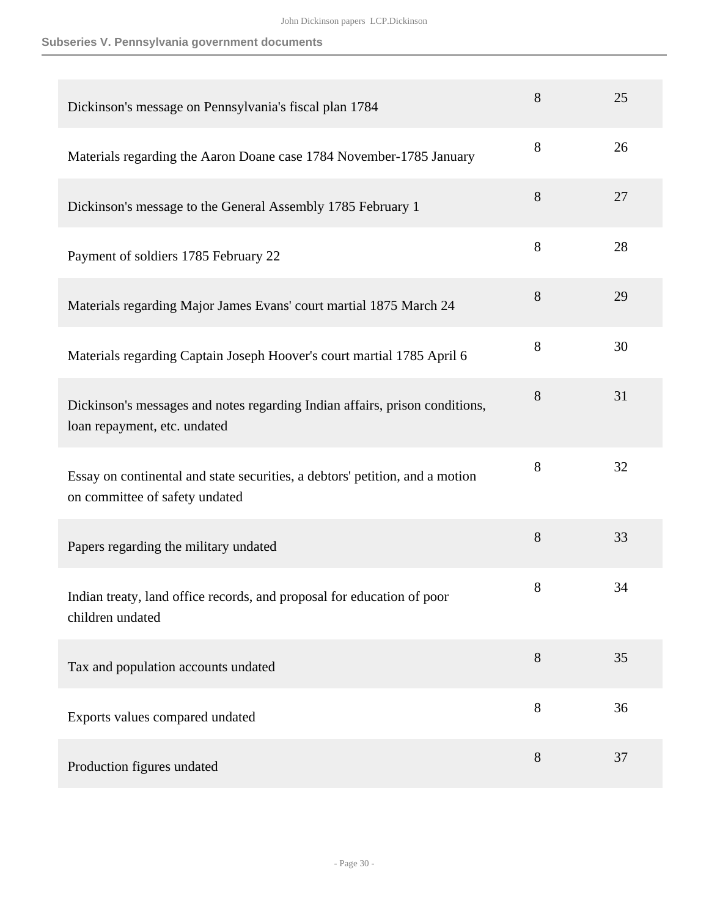**Subseries V. Pennsylvania government documents**

| | | |
|---|---|---|
| Dickinson's message on Pennsylvania's fiscal plan 1784 | 8 | 25 |
| Materials regarding the Aaron Doane case 1784 November-1785 January | 8 | 26 |
| Dickinson's message to the General Assembly 1785 February 1 | 8 | 27 |
| Payment of soldiers 1785 February 22 | 8 | 28 |
| Materials regarding Major James Evans' court martial 1875 March 24 | 8 | 29 |
| Materials regarding Captain Joseph Hoover's court martial 1785 April 6 | 8 | 30 |
| Dickinson's messages and notes regarding Indian affairs, prison conditions, loan repayment, etc. undated | 8 | 31 |
| Essay on continental and state securities, a debtors' petition, and a motion on committee of safety undated | 8 | 32 |
| Papers regarding the military undated | 8 | 33 |
| Indian treaty, land office records, and proposal for education of poor children undated | 8 | 34 |
| Tax and population accounts undated | 8 | 35 |
| Exports values compared undated | 8 | 36 |
| Production figures undated | 8 | 37 |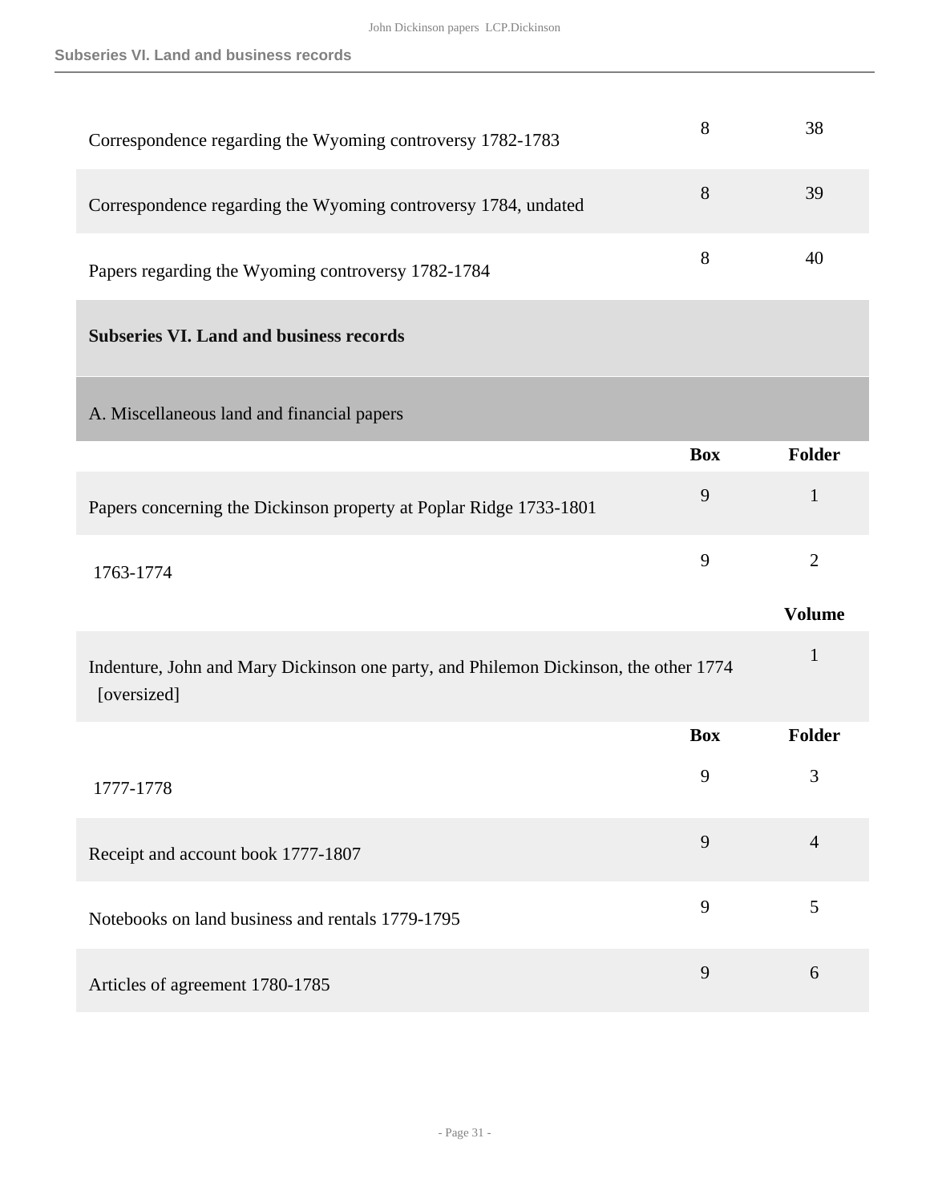| | | |
|---|---|---|
| Correspondence regarding the Wyoming controversy 1782-1783 | 8 | 38 |
| Correspondence regarding the Wyoming controversy 1784, undated | 8 | 39 |
| Papers regarding the Wyoming controversy 1782-1784 | 8 | 40 |

## Subseries VI. Land and business records

### A. Miscellaneous land and financial papers

| | Box | Folder |
|---|---|---|
| Papers concerning the Dickinson property at Poplar Ridge 1733-1801 | 9 | 1 |
| 1763-1774 | 9 | 2 |

| | Volume |
|---|---|
| Indenture, John and Mary Dickinson one party, and Philemon Dickinson, the other 1774 [oversized] | 1 |

| | Box | Folder |
|---|---|---|
| 1777-1778 | 9 | 3 |
| Receipt and account book 1777-1807 | 9 | 4 |
| Notebooks on land business and rentals 1779-1795 | 9 | 5 |
| Articles of agreement 1780-1785 | 9 | 6 |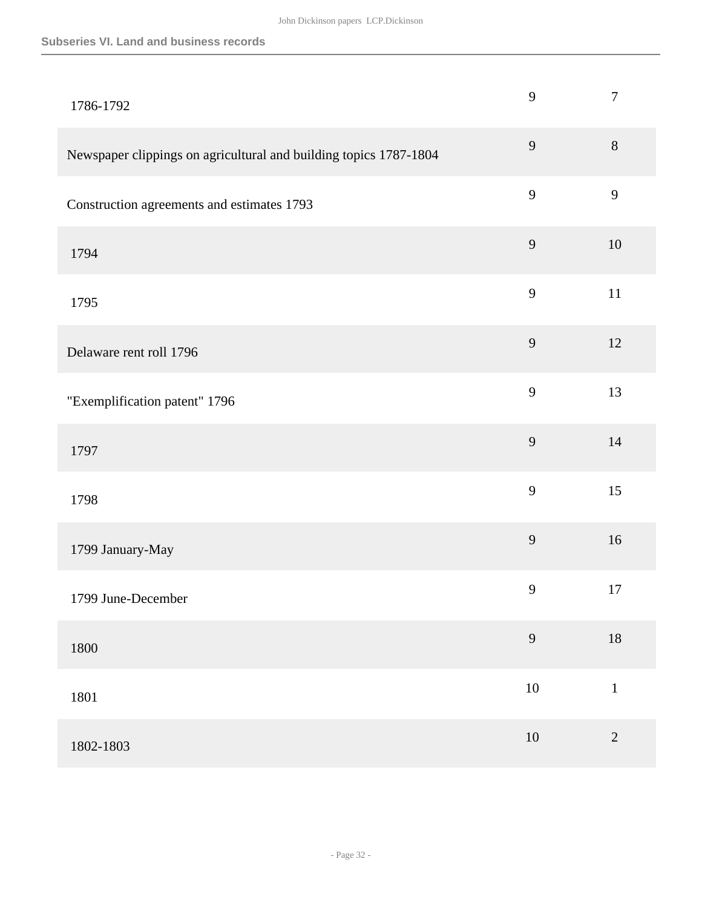## Subseries VI. Land and business records

| | | |
|---|---|---|
| 1786-1792 | 9 | 7 |
| Newspaper clippings on agricultural and building topics 1787-1804 | 9 | 8 |
| Construction agreements and estimates 1793 | 9 | 9 |
| 1794 | 9 | 10 |
| 1795 | 9 | 11 |
| Delaware rent roll 1796 | 9 | 12 |
| "Exemplification patent" 1796 | 9 | 13 |
| 1797 | 9 | 14 |
| 1798 | 9 | 15 |
| 1799 January-May | 9 | 16 |
| 1799 June-December | 9 | 17 |
| 1800 | 9 | 18 |
| 1801 | 10 | 1 |
| 1802-1803 | 10 | 2 |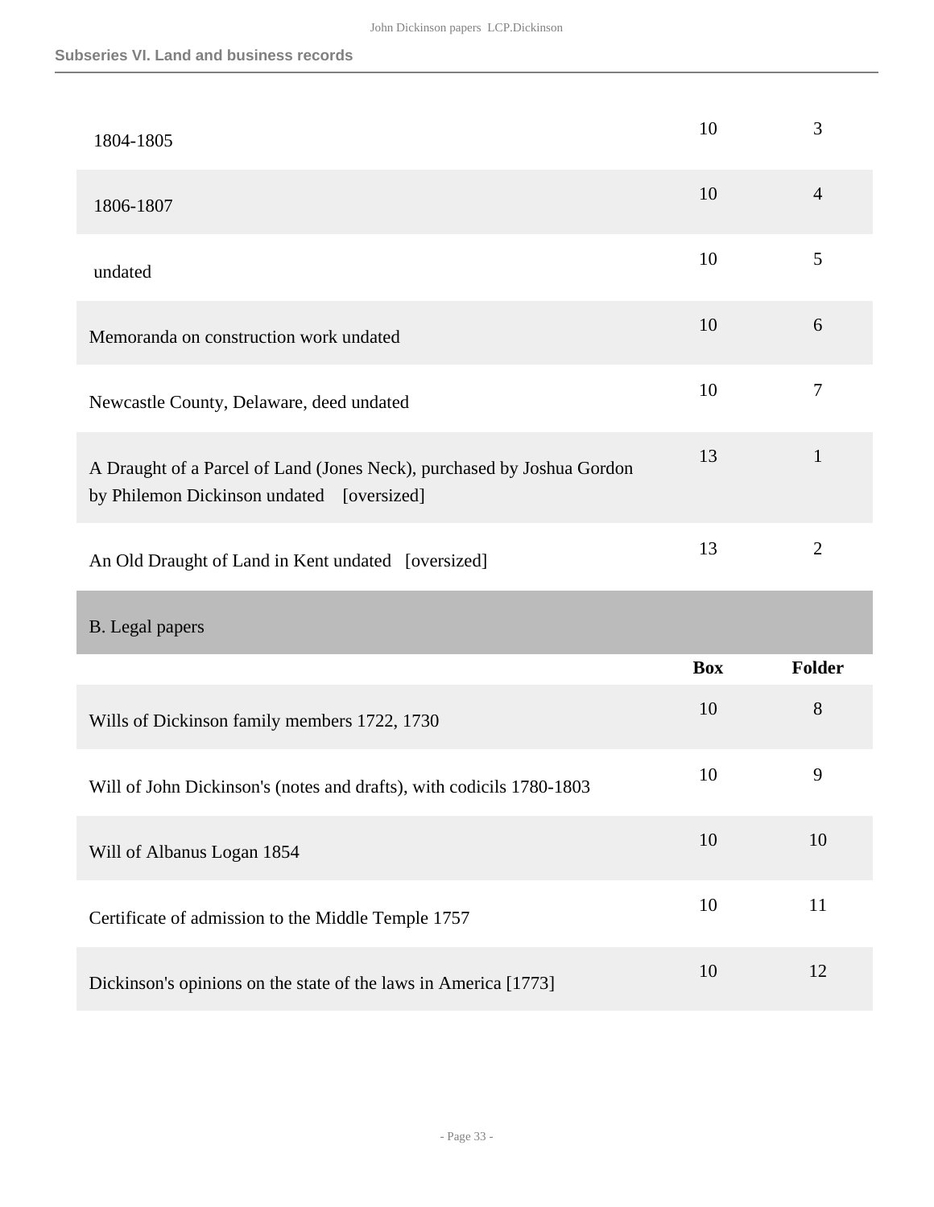**Subseries VI. Land and business records**

| | Box | Folder |
|---|---|---|
| 1804-1805 | 10 | 3 |
| 1806-1807 | 10 | 4 |
| undated | 10 | 5 |
| Memoranda on construction work undated | 10 | 6 |
| Newcastle County, Delaware, deed undated | 10 | 7 |
| A Draught of a Parcel of Land (Jones Neck), purchased by Joshua Gordon by Philemon Dickinson undated [oversized] | 13 | 1 |
| An Old Draught of Land in Kent undated [oversized] | 13 | 2 |

B. Legal papers

| | Box | Folder |
|---|---|---|
| Wills of Dickinson family members 1722, 1730 | 10 | 8 |
| Will of John Dickinson's (notes and drafts), with codicils 1780-1803 | 10 | 9 |
| Will of Albanus Logan 1854 | 10 | 10 |
| Certificate of admission to the Middle Temple 1757 | 10 | 11 |
| Dickinson's opinions on the state of the laws in America [1773] | 10 | 12 |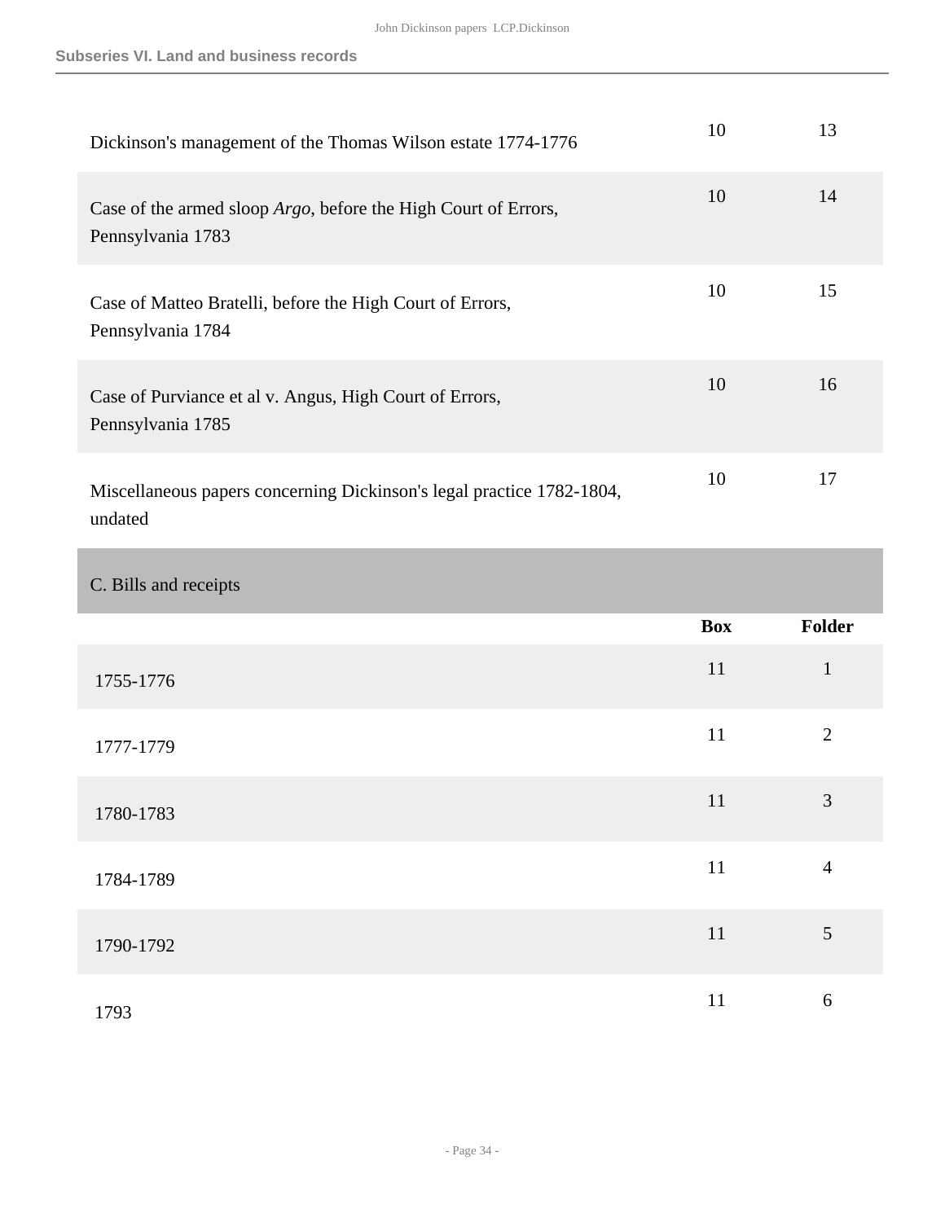## Subseries VI. Land and business records

| | Box | Folder |
|---|---|---|
| Dickinson's management of the Thomas Wilson estate 1774-1776 | 10 | 13 |
| Case of the armed sloop *Argo*, before the High Court of Errors, Pennsylvania 1783 | 10 | 14 |
| Case of Matteo Bratelli, before the High Court of Errors, Pennsylvania 1784 | 10 | 15 |
| Case of Purviance et al v. Angus, High Court of Errors, Pennsylvania 1785 | 10 | 16 |
| Miscellaneous papers concerning Dickinson's legal practice 1782-1804, undated | 10 | 17 |

### C. Bills and receipts

| | Box | Folder |
|---|---|---|
| 1755-1776 | 11 | 1 |
| 1777-1779 | 11 | 2 |
| 1780-1783 | 11 | 3 |
| 1784-1789 | 11 | 4 |
| 1790-1792 | 11 | 5 |
| 1793 | 11 | 6 |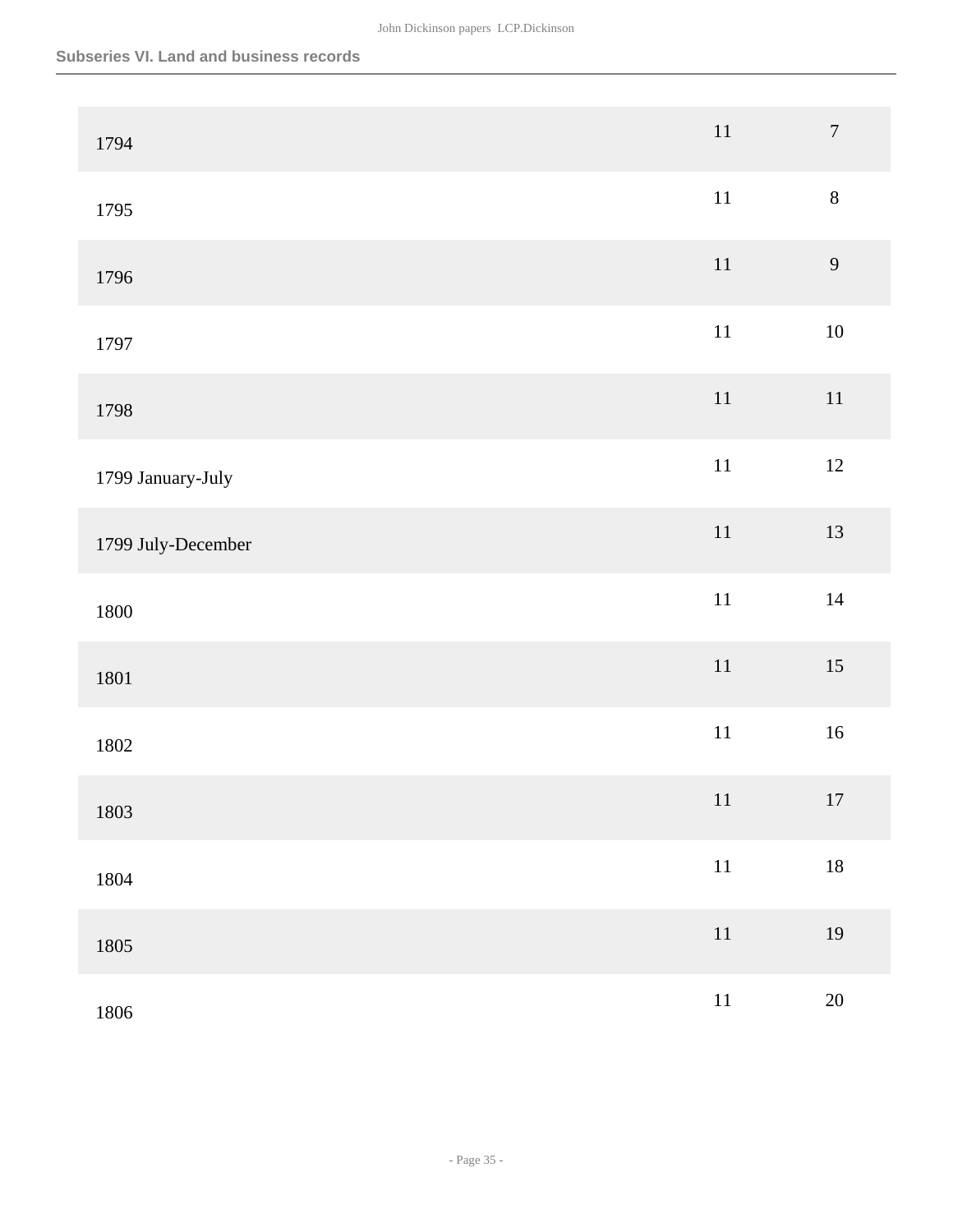| | | |
|---|---|---|
| 1794 | 11 | 7 |
| 1795 | 11 | 8 |
| 1796 | 11 | 9 |
| 1797 | 11 | 10 |
| 1798 | 11 | 11 |
| 1799 January-July | 11 | 12 |
| 1799 July-December | 11 | 13 |
| 1800 | 11 | 14 |
| 1801 | 11 | 15 |
| 1802 | 11 | 16 |
| 1803 | 11 | 17 |
| 1804 | 11 | 18 |
| 1805 | 11 | 19 |
| 1806 | 11 | 20 |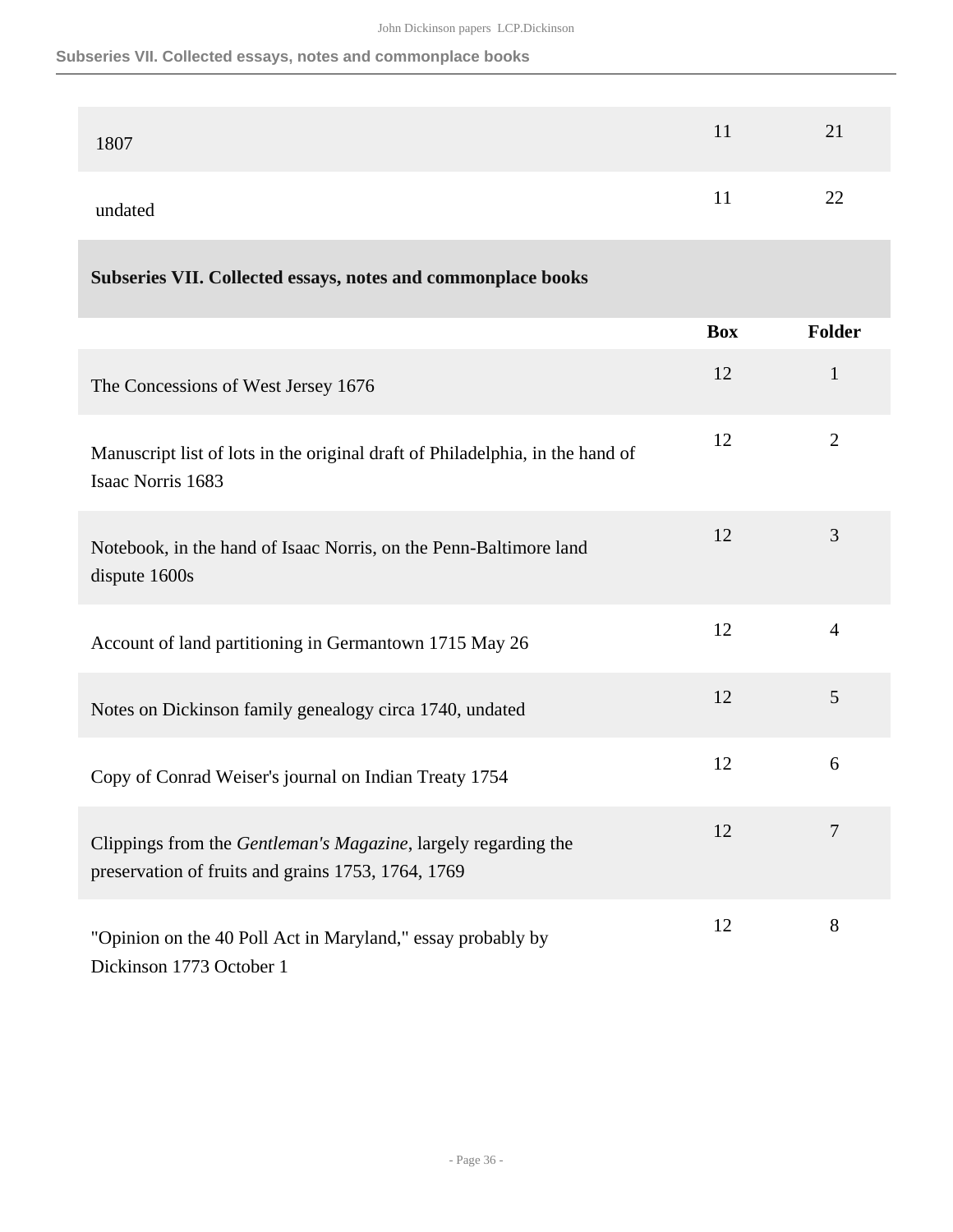| | Box | Folder |
|---|---|---|
| 1807 | 11 | 21 |
| undated | 11 | 22 |

### Subseries VII. Collected essays, notes and commonplace books

| | Box | Folder |
|---|---|---|
| The Concessions of West Jersey 1676 | 12 | 1 |
| Manuscript list of lots in the original draft of Philadelphia, in the hand of Isaac Norris 1683 | 12 | 2 |
| Notebook, in the hand of Isaac Norris, on the Penn-Baltimore land dispute 1600s | 12 | 3 |
| Account of land partitioning in Germantown 1715 May 26 | 12 | 4 |
| Notes on Dickinson family genealogy circa 1740, undated | 12 | 5 |
| Copy of Conrad Weiser's journal on Indian Treaty 1754 | 12 | 6 |
| Clippings from the *Gentleman's Magazine*, largely regarding the preservation of fruits and grains 1753, 1764, 1769 | 12 | 7 |
| "Opinion on the 40 Poll Act in Maryland," essay probably by Dickinson 1773 October 1 | 12 | 8 |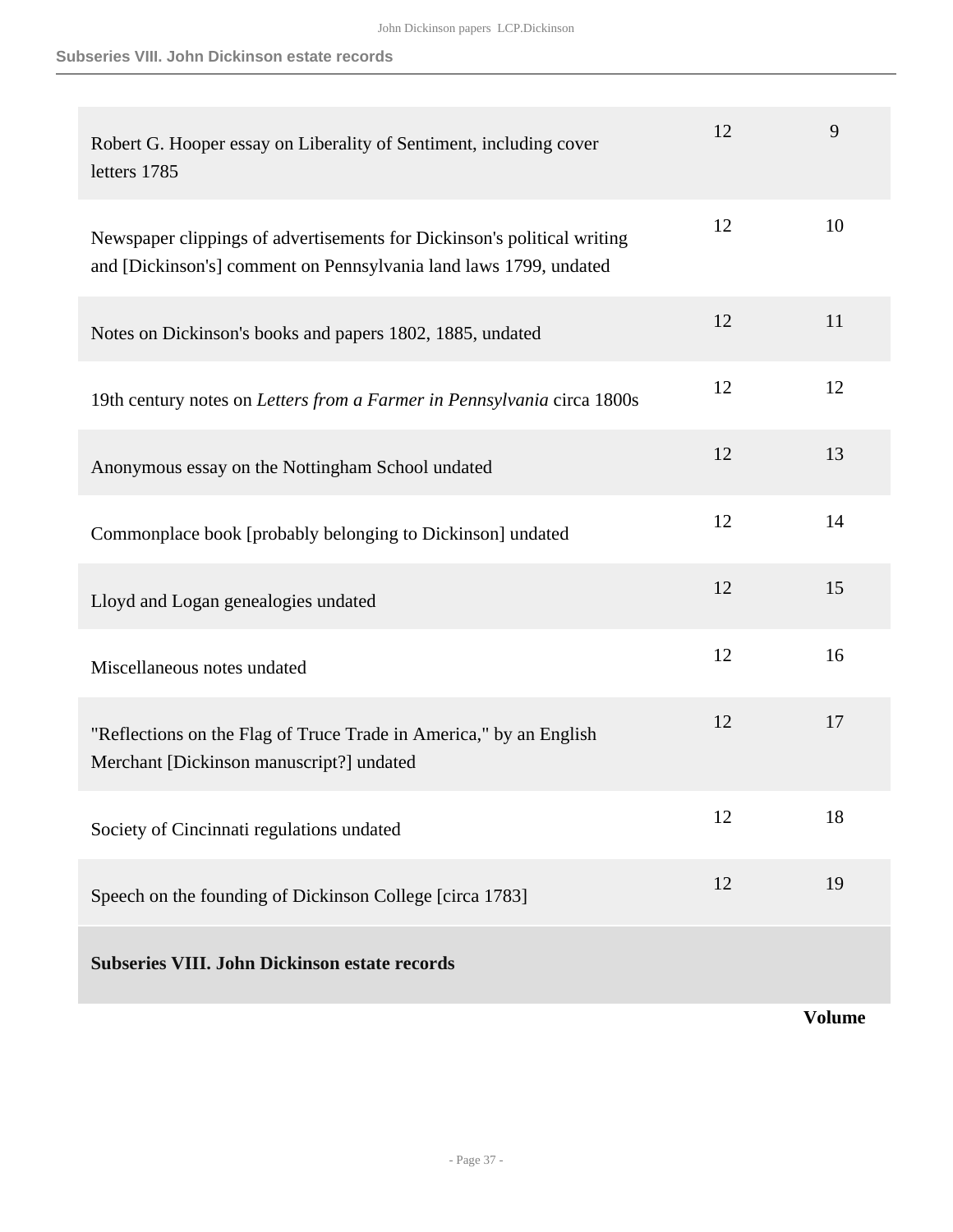| | | |
|---|---|---|
| Robert G. Hooper essay on Liberality of Sentiment, including cover letters 1785 | 12 | 9 |
| Newspaper clippings of advertisements for Dickinson's political writing and [Dickinson's] comment on Pennsylvania land laws 1799, undated | 12 | 10 |
| Notes on Dickinson's books and papers 1802, 1885, undated | 12 | 11 |
| 19th century notes on *Letters from a Farmer in Pennsylvania* circa 1800s | 12 | 12 |
| Anonymous essay on the Nottingham School undated | 12 | 13 |
| Commonplace book [probably belonging to Dickinson] undated | 12 | 14 |
| Lloyd and Logan genealogies undated | 12 | 15 |
| Miscellaneous notes undated | 12 | 16 |
| "Reflections on the Flag of Truce Trade in America," by an English Merchant [Dickinson manuscript?] undated | 12 | 17 |
| Society of Cincinnati regulations undated | 12 | 18 |
| Speech on the founding of Dickinson College [circa 1783] | 12 | 19 |

**Subseries VIII. John Dickinson estate records**

**Volume**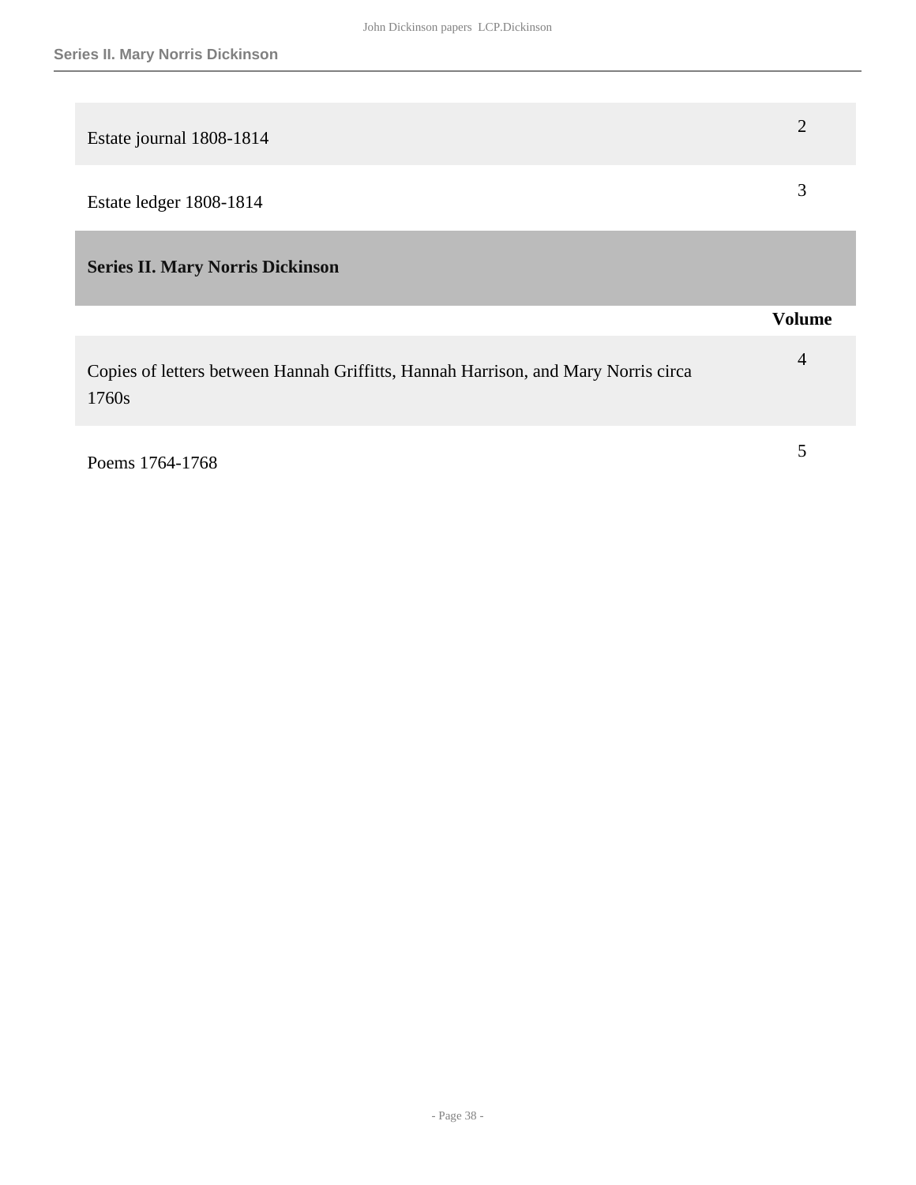| | |
|---|---|
| Estate journal 1808-1814 | 2 |
| Estate ledger 1808-1814 | 3 |

## Series II. Mary Norris Dickinson

| | Volume |
|---|---|
| Copies of letters between Hannah Griffitts, Hannah Harrison, and Mary Norris circa 1760s | 4 |
| Poems 1764-1768 | 5 |